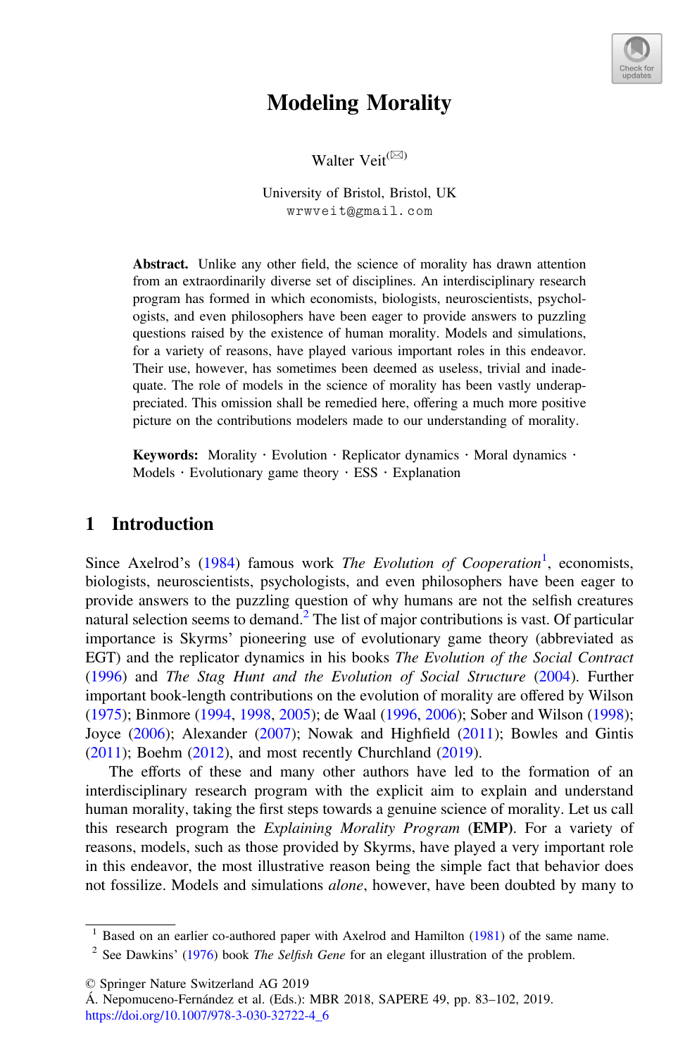# Modeling Morality

Walter Veit[(✉)]

University of Bristol, Bristol, UK
wrwveit@gmail.com

**Abstract.** Unlike any other field, the science of morality has drawn attention from an extraordinarily diverse set of disciplines. An interdisciplinary research program has formed in which economists, biologists, neuroscientists, psychologists, and even philosophers have been eager to provide answers to puzzling questions raised by the existence of human morality. Models and simulations, for a variety of reasons, have played various important roles in this endeavor. Their use, however, has sometimes been deemed as useless, trivial and inadequate. The role of models in the science of morality has been vastly underappreciated. This omission shall be remedied here, offering a much more positive picture on the contributions modelers made to our understanding of morality.

**Keywords:** Morality · Evolution · Replicator dynamics · Moral dynamics · Models · Evolutionary game theory · ESS · Explanation

## 1 Introduction

Since Axelrod's (1984) famous work *The Evolution of Cooperation*[1], economists, biologists, neuroscientists, psychologists, and even philosophers have been eager to provide answers to the puzzling question of why humans are not the selfish creatures natural selection seems to demand.[2] The list of major contributions is vast. Of particular importance is Skyrms' pioneering use of evolutionary game theory (abbreviated as EGT) and the replicator dynamics in his books *The Evolution of the Social Contract* (1996) and *The Stag Hunt and the Evolution of Social Structure* (2004). Further important book-length contributions on the evolution of morality are offered by Wilson (1975); Binmore (1994, 1998, 2005); de Waal (1996, 2006); Sober and Wilson (1998); Joyce (2006); Alexander (2007); Nowak and Highfield (2011); Bowles and Gintis (2011); Boehm (2012), and most recently Churchland (2019).

The efforts of these and many other authors have led to the formation of an interdisciplinary research program with the explicit aim to explain and understand human morality, taking the first steps towards a genuine science of morality. Let us call this research program the *Explaining Morality Program* (**EMP**). For a variety of reasons, models, such as those provided by Skyrms, have played a very important role in this endeavor, the most illustrative reason being the simple fact that behavior does not fossilize. Models and simulations *alone*, however, have been doubted by many to

[1] Based on an earlier co-authored paper with Axelrod and Hamilton (1981) of the same name.

[2] See Dawkins' (1976) book *The Selfish Gene* for an elegant illustration of the problem.

© Springer Nature Switzerland AG 2019
Á. Nepomuceno-Fernández et al. (Eds.): MBR 2018, SAPERE 49, pp. 83–102, 2019.
https://doi.org/10.1007/978-3-030-32722-4_6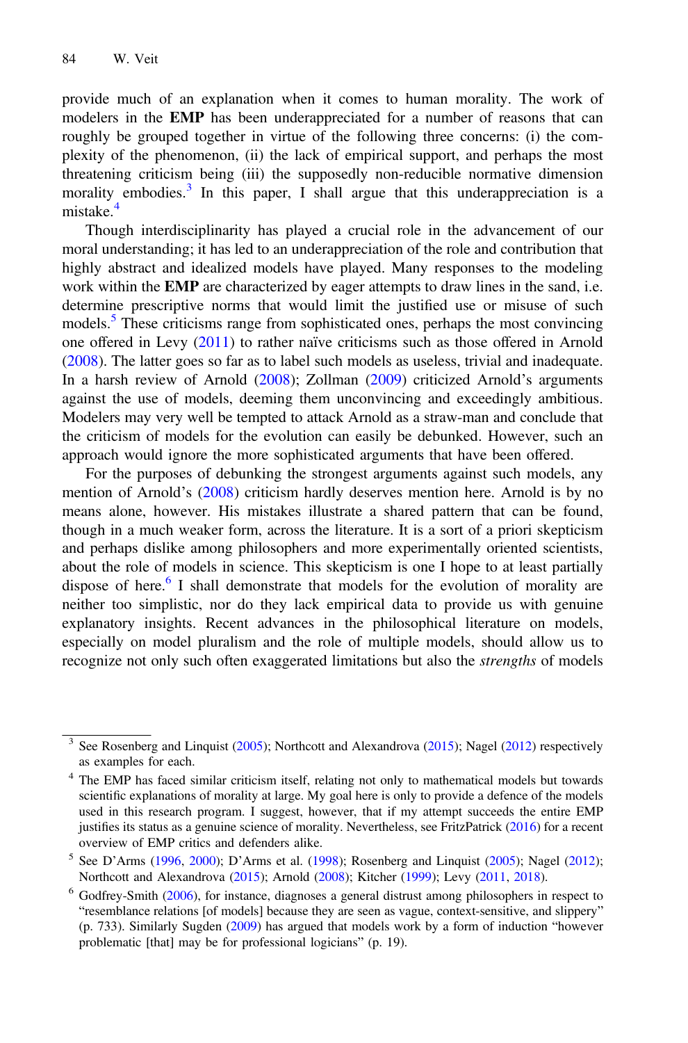provide much of an explanation when it comes to human morality. The work of modelers in the **EMP** has been underappreciated for a number of reasons that can roughly be grouped together in virtue of the following three concerns: (i) the complexity of the phenomenon, (ii) the lack of empirical support, and perhaps the most threatening criticism being (iii) the supposedly non-reducible normative dimension morality embodies.[3] In this paper, I shall argue that this underappreciation is a mistake.[4]

Though interdisciplinarity has played a crucial role in the advancement of our moral understanding; it has led to an underappreciation of the role and contribution that highly abstract and idealized models have played. Many responses to the modeling work within the **EMP** are characterized by eager attempts to draw lines in the sand, i.e. determine prescriptive norms that would limit the justified use or misuse of such models.[5] These criticisms range from sophisticated ones, perhaps the most convincing one offered in Levy (2011) to rather naïve criticisms such as those offered in Arnold (2008). The latter goes so far as to label such models as useless, trivial and inadequate. In a harsh review of Arnold (2008); Zollman (2009) criticized Arnold's arguments against the use of models, deeming them unconvincing and exceedingly ambitious. Modelers may very well be tempted to attack Arnold as a straw-man and conclude that the criticism of models for the evolution can easily be debunked. However, such an approach would ignore the more sophisticated arguments that have been offered.

For the purposes of debunking the strongest arguments against such models, any mention of Arnold's (2008) criticism hardly deserves mention here. Arnold is by no means alone, however. His mistakes illustrate a shared pattern that can be found, though in a much weaker form, across the literature. It is a sort of a priori skepticism and perhaps dislike among philosophers and more experimentally oriented scientists, about the role of models in science. This skepticism is one I hope to at least partially dispose of here.[6] I shall demonstrate that models for the evolution of morality are neither too simplistic, nor do they lack empirical data to provide us with genuine explanatory insights. Recent advances in the philosophical literature on models, especially on model pluralism and the role of multiple models, should allow us to recognize not only such often exaggerated limitations but also the *strengths* of models

---

[3] See Rosenberg and Linquist (2005); Northcott and Alexandrova (2015); Nagel (2012) respectively as examples for each.

[4] The EMP has faced similar criticism itself, relating not only to mathematical models but towards scientific explanations of morality at large. My goal here is only to provide a defence of the models used in this research program. I suggest, however, that if my attempt succeeds the entire EMP justifies its status as a genuine science of morality. Nevertheless, see FritzPatrick (2016) for a recent overview of EMP critics and defenders alike.

[5] See D'Arms (1996, 2000); D'Arms et al. (1998); Rosenberg and Linquist (2005); Nagel (2012); Northcott and Alexandrova (2015); Arnold (2008); Kitcher (1999); Levy (2011, 2018).

[6] Godfrey-Smith (2006), for instance, diagnoses a general distrust among philosophers in respect to "resemblance relations [of models] because they are seen as vague, context-sensitive, and slippery" (p. 733). Similarly Sugden (2009) has argued that models work by a form of induction "however problematic [that] may be for professional logicians" (p. 19).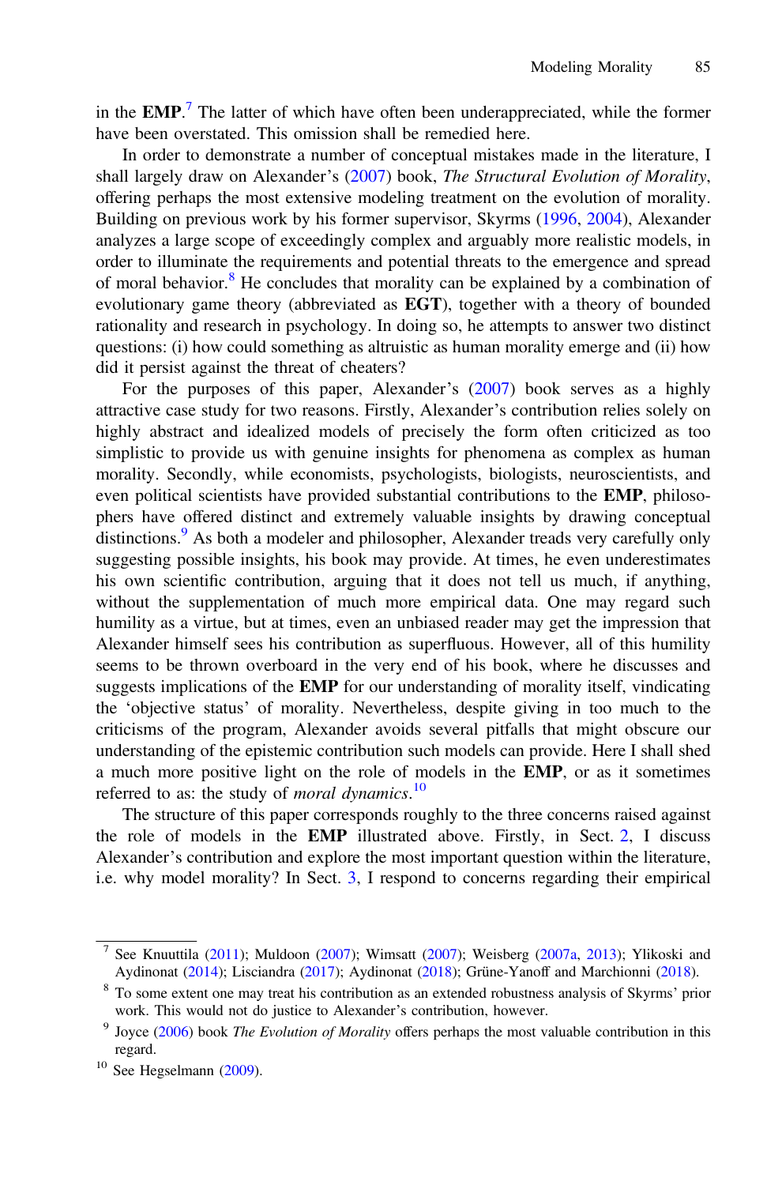in the **EMP**.[7] The latter of which have often been underappreciated, while the former have been overstated. This omission shall be remedied here.

In order to demonstrate a number of conceptual mistakes made in the literature, I shall largely draw on Alexander's (2007) book, *The Structural Evolution of Morality*, offering perhaps the most extensive modeling treatment on the evolution of morality. Building on previous work by his former supervisor, Skyrms (1996, 2004), Alexander analyzes a large scope of exceedingly complex and arguably more realistic models, in order to illuminate the requirements and potential threats to the emergence and spread of moral behavior.[8] He concludes that morality can be explained by a combination of evolutionary game theory (abbreviated as **EGT**), together with a theory of bounded rationality and research in psychology. In doing so, he attempts to answer two distinct questions: (i) how could something as altruistic as human morality emerge and (ii) how did it persist against the threat of cheaters?

For the purposes of this paper, Alexander's (2007) book serves as a highly attractive case study for two reasons. Firstly, Alexander's contribution relies solely on highly abstract and idealized models of precisely the form often criticized as too simplistic to provide us with genuine insights for phenomena as complex as human morality. Secondly, while economists, psychologists, biologists, neuroscientists, and even political scientists have provided substantial contributions to the **EMP**, philosophers have offered distinct and extremely valuable insights by drawing conceptual distinctions.[9] As both a modeler and philosopher, Alexander treads very carefully only suggesting possible insights, his book may provide. At times, he even underestimates his own scientific contribution, arguing that it does not tell us much, if anything, without the supplementation of much more empirical data. One may regard such humility as a virtue, but at times, even an unbiased reader may get the impression that Alexander himself sees his contribution as superfluous. However, all of this humility seems to be thrown overboard in the very end of his book, where he discusses and suggests implications of the **EMP** for our understanding of morality itself, vindicating the 'objective status' of morality. Nevertheless, despite giving in too much to the criticisms of the program, Alexander avoids several pitfalls that might obscure our understanding of the epistemic contribution such models can provide. Here I shall shed a much more positive light on the role of models in the **EMP**, or as it sometimes referred to as: the study of *moral dynamics*.[10]

The structure of this paper corresponds roughly to the three concerns raised against the role of models in the **EMP** illustrated above. Firstly, in Sect. 2, I discuss Alexander's contribution and explore the most important question within the literature, i.e. why model morality? In Sect. 3, I respond to concerns regarding their empirical

---

[7] See Knuuttila (2011); Muldoon (2007); Wimsatt (2007); Weisberg (2007a, 2013); Ylikoski and Aydinonat (2014); Lisciandra (2017); Aydinonat (2018); Grüne-Yanoff and Marchionni (2018).

[8] To some extent one may treat his contribution as an extended robustness analysis of Skyrms' prior work. This would not do justice to Alexander's contribution, however.

[9] Joyce (2006) book *The Evolution of Morality* offers perhaps the most valuable contribution in this regard.

[10] See Hegselmann (2009).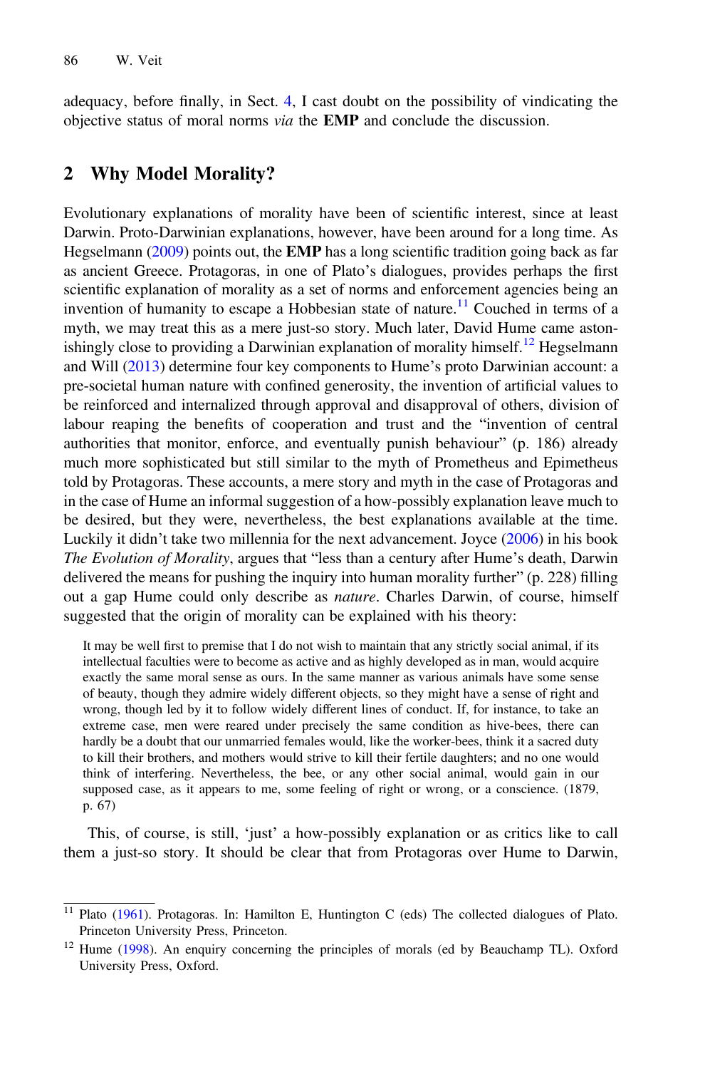adequacy, before finally, in Sect. 4, I cast doubt on the possibility of vindicating the objective status of moral norms *via* the **EMP** and conclude the discussion.

## 2 Why Model Morality?

Evolutionary explanations of morality have been of scientific interest, since at least Darwin. Proto-Darwinian explanations, however, have been around for a long time. As Hegselmann (2009) points out, the **EMP** has a long scientific tradition going back as far as ancient Greece. Protagoras, in one of Plato's dialogues, provides perhaps the first scientific explanation of morality as a set of norms and enforcement agencies being an invention of humanity to escape a Hobbesian state of nature.[11] Couched in terms of a myth, we may treat this as a mere just-so story. Much later, David Hume came astonishingly close to providing a Darwinian explanation of morality himself.[12] Hegselmann and Will (2013) determine four key components to Hume's proto Darwinian account: a pre-societal human nature with confined generosity, the invention of artificial values to be reinforced and internalized through approval and disapproval of others, division of labour reaping the benefits of cooperation and trust and the "invention of central authorities that monitor, enforce, and eventually punish behaviour" (p. 186) already much more sophisticated but still similar to the myth of Prometheus and Epimetheus told by Protagoras. These accounts, a mere story and myth in the case of Protagoras and in the case of Hume an informal suggestion of a how-possibly explanation leave much to be desired, but they were, nevertheless, the best explanations available at the time. Luckily it didn't take two millennia for the next advancement. Joyce (2006) in his book *The Evolution of Morality*, argues that "less than a century after Hume's death, Darwin delivered the means for pushing the inquiry into human morality further" (p. 228) filling out a gap Hume could only describe as *nature*. Charles Darwin, of course, himself suggested that the origin of morality can be explained with his theory:

> It may be well first to premise that I do not wish to maintain that any strictly social animal, if its intellectual faculties were to become as active and as highly developed as in man, would acquire exactly the same moral sense as ours. In the same manner as various animals have some sense of beauty, though they admire widely different objects, so they might have a sense of right and wrong, though led by it to follow widely different lines of conduct. If, for instance, to take an extreme case, men were reared under precisely the same condition as hive-bees, there can hardly be a doubt that our unmarried females would, like the worker-bees, think it a sacred duty to kill their brothers, and mothers would strive to kill their fertile daughters; and no one would think of interfering. Nevertheless, the bee, or any other social animal, would gain in our supposed case, as it appears to me, some feeling of right or wrong, or a conscience. (1879, p. 67)

This, of course, is still, 'just' a how-possibly explanation or as critics like to call them a just-so story. It should be clear that from Protagoras over Hume to Darwin,

---

[11] Plato (1961). Protagoras. In: Hamilton E, Huntington C (eds) The collected dialogues of Plato. Princeton University Press, Princeton.

[12] Hume (1998). An enquiry concerning the principles of morals (ed by Beauchamp TL). Oxford University Press, Oxford.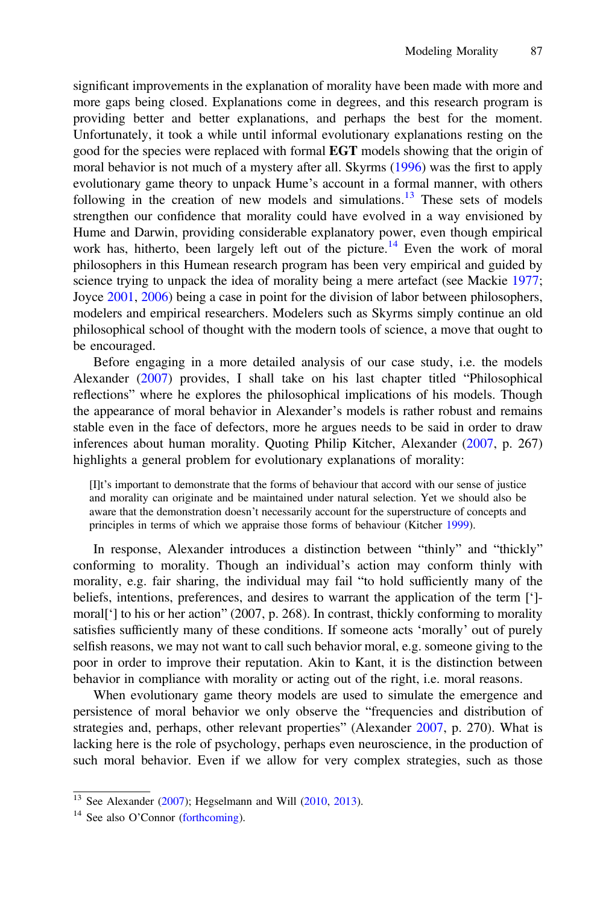significant improvements in the explanation of morality have been made with more and more gaps being closed. Explanations come in degrees, and this research program is providing better and better explanations, and perhaps the best for the moment. Unfortunately, it took a while until informal evolutionary explanations resting on the good for the species were replaced with formal **EGT** models showing that the origin of moral behavior is not much of a mystery after all. Skyrms (1996) was the first to apply evolutionary game theory to unpack Hume's account in a formal manner, with others following in the creation of new models and simulations.[13] These sets of models strengthen our confidence that morality could have evolved in a way envisioned by Hume and Darwin, providing considerable explanatory power, even though empirical work has, hitherto, been largely left out of the picture.[14] Even the work of moral philosophers in this Humean research program has been very empirical and guided by science trying to unpack the idea of morality being a mere artefact (see Mackie 1977; Joyce 2001, 2006) being a case in point for the division of labor between philosophers, modelers and empirical researchers. Modelers such as Skyrms simply continue an old philosophical school of thought with the modern tools of science, a move that ought to be encouraged.

Before engaging in a more detailed analysis of our case study, i.e. the models Alexander (2007) provides, I shall take on his last chapter titled "Philosophical reflections" where he explores the philosophical implications of his models. Though the appearance of moral behavior in Alexander's models is rather robust and remains stable even in the face of defectors, more he argues needs to be said in order to draw inferences about human morality. Quoting Philip Kitcher, Alexander (2007, p. 267) highlights a general problem for evolutionary explanations of morality:

> [I]t's important to demonstrate that the forms of behaviour that accord with our sense of justice and morality can originate and be maintained under natural selection. Yet we should also be aware that the demonstration doesn't necessarily account for the superstructure of concepts and principles in terms of which we appraise those forms of behaviour (Kitcher 1999).

In response, Alexander introduces a distinction between "thinly" and "thickly" conforming to morality. Though an individual's action may conform thinly with morality, e.g. fair sharing, the individual may fail "to hold sufficiently many of the beliefs, intentions, preferences, and desires to warrant the application of the term [']-moral['] to his or her action" (2007, p. 268). In contrast, thickly conforming to morality satisfies sufficiently many of these conditions. If someone acts 'morally' out of purely selfish reasons, we may not want to call such behavior moral, e.g. someone giving to the poor in order to improve their reputation. Akin to Kant, it is the distinction between behavior in compliance with morality or acting out of the right, i.e. moral reasons.

When evolutionary game theory models are used to simulate the emergence and persistence of moral behavior we only observe the "frequencies and distribution of strategies and, perhaps, other relevant properties" (Alexander 2007, p. 270). What is lacking here is the role of psychology, perhaps even neuroscience, in the production of such moral behavior. Even if we allow for very complex strategies, such as those

---

[13] See Alexander (2007); Hegselmann and Will (2010, 2013).

[14] See also O'Connor (forthcoming).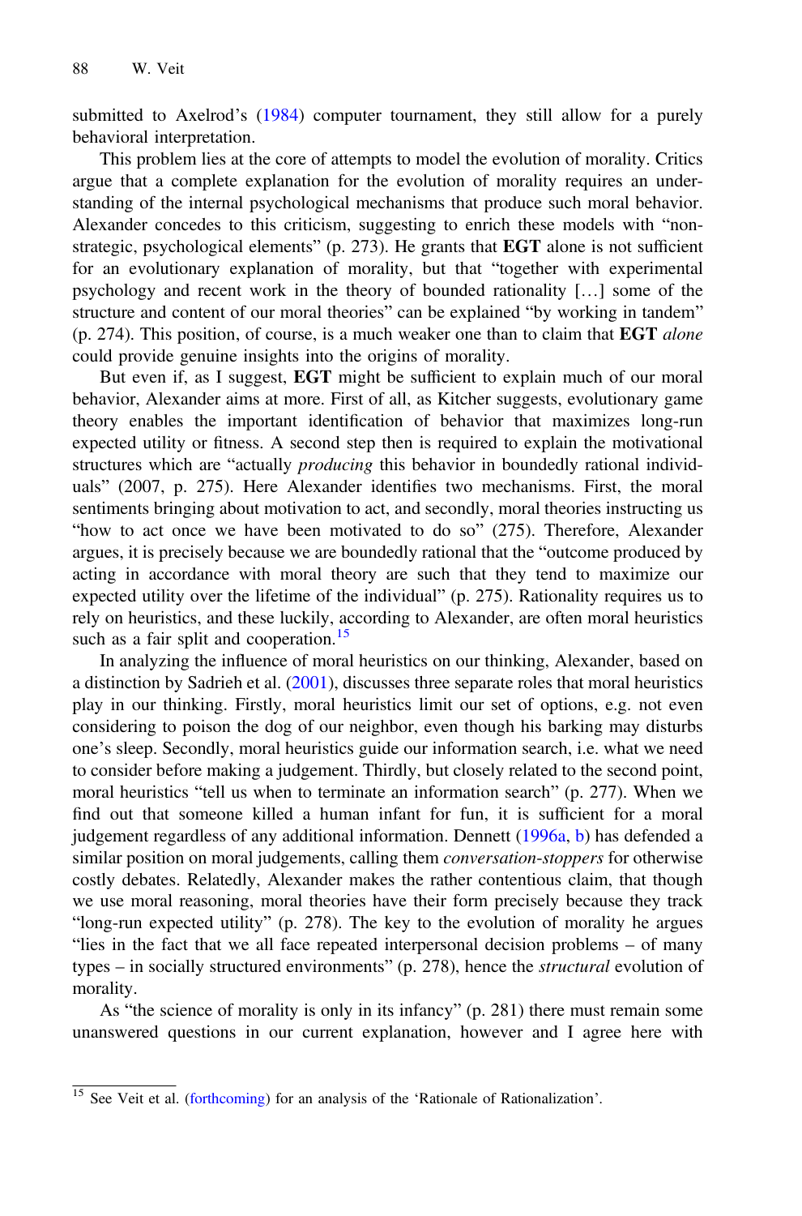submitted to Axelrod's (1984) computer tournament, they still allow for a purely behavioral interpretation.

This problem lies at the core of attempts to model the evolution of morality. Critics argue that a complete explanation for the evolution of morality requires an understanding of the internal psychological mechanisms that produce such moral behavior. Alexander concedes to this criticism, suggesting to enrich these models with "non-strategic, psychological elements" (p. 273). He grants that **EGT** alone is not sufficient for an evolutionary explanation of morality, but that "together with experimental psychology and recent work in the theory of bounded rationality […] some of the structure and content of our moral theories" can be explained "by working in tandem" (p. 274). This position, of course, is a much weaker one than to claim that **EGT** *alone* could provide genuine insights into the origins of morality.

But even if, as I suggest, **EGT** might be sufficient to explain much of our moral behavior, Alexander aims at more. First of all, as Kitcher suggests, evolutionary game theory enables the important identification of behavior that maximizes long-run expected utility or fitness. A second step then is required to explain the motivational structures which are "actually *producing* this behavior in boundedly rational individuals" (2007, p. 275). Here Alexander identifies two mechanisms. First, the moral sentiments bringing about motivation to act, and secondly, moral theories instructing us "how to act once we have been motivated to do so" (275). Therefore, Alexander argues, it is precisely because we are boundedly rational that the "outcome produced by acting in accordance with moral theory are such that they tend to maximize our expected utility over the lifetime of the individual" (p. 275). Rationality requires us to rely on heuristics, and these luckily, according to Alexander, are often moral heuristics such as a fair split and cooperation.[15]

In analyzing the influence of moral heuristics on our thinking, Alexander, based on a distinction by Sadrieh et al. (2001), discusses three separate roles that moral heuristics play in our thinking. Firstly, moral heuristics limit our set of options, e.g. not even considering to poison the dog of our neighbor, even though his barking may disturbs one's sleep. Secondly, moral heuristics guide our information search, i.e. what we need to consider before making a judgement. Thirdly, but closely related to the second point, moral heuristics "tell us when to terminate an information search" (p. 277). When we find out that someone killed a human infant for fun, it is sufficient for a moral judgement regardless of any additional information. Dennett (1996a, b) has defended a similar position on moral judgements, calling them *conversation-stoppers* for otherwise costly debates. Relatedly, Alexander makes the rather contentious claim, that though we use moral reasoning, moral theories have their form precisely because they track "long-run expected utility" (p. 278). The key to the evolution of morality he argues "lies in the fact that we all face repeated interpersonal decision problems – of many types – in socially structured environments" (p. 278), hence the *structural* evolution of morality.

As "the science of morality is only in its infancy" (p. 281) there must remain some unanswered questions in our current explanation, however and I agree here with

[15] See Veit et al. (forthcoming) for an analysis of the 'Rationale of Rationalization'.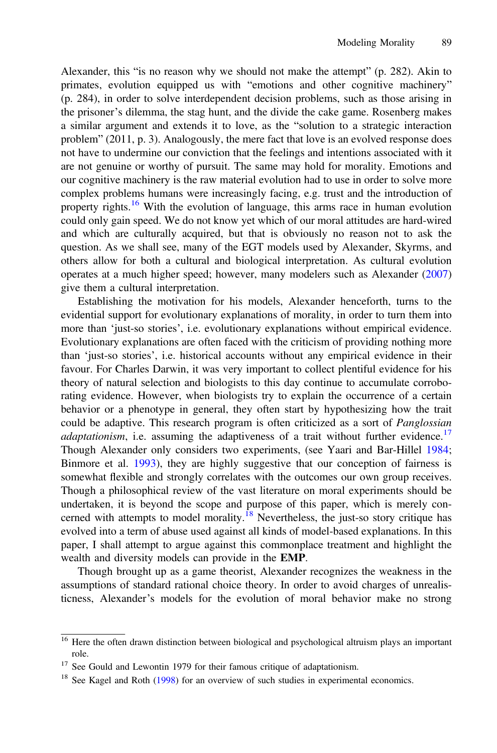Alexander, this "is no reason why we should not make the attempt" (p. 282). Akin to primates, evolution equipped us with "emotions and other cognitive machinery" (p. 284), in order to solve interdependent decision problems, such as those arising in the prisoner's dilemma, the stag hunt, and the divide the cake game. Rosenberg makes a similar argument and extends it to love, as the "solution to a strategic interaction problem" (2011, p. 3). Analogously, the mere fact that love is an evolved response does not have to undermine our conviction that the feelings and intentions associated with it are not genuine or worthy of pursuit. The same may hold for morality. Emotions and our cognitive machinery is the raw material evolution had to use in order to solve more complex problems humans were increasingly facing, e.g. trust and the introduction of property rights.[16] With the evolution of language, this arms race in human evolution could only gain speed. We do not know yet which of our moral attitudes are hard-wired and which are culturally acquired, but that is obviously no reason not to ask the question. As we shall see, many of the EGT models used by Alexander, Skyrms, and others allow for both a cultural and biological interpretation. As cultural evolution operates at a much higher speed; however, many modelers such as Alexander (2007) give them a cultural interpretation.

Establishing the motivation for his models, Alexander henceforth, turns to the evidential support for evolutionary explanations of morality, in order to turn them into more than 'just-so stories', i.e. evolutionary explanations without empirical evidence. Evolutionary explanations are often faced with the criticism of providing nothing more than 'just-so stories', i.e. historical accounts without any empirical evidence in their favour. For Charles Darwin, it was very important to collect plentiful evidence for his theory of natural selection and biologists to this day continue to accumulate corroborating evidence. However, when biologists try to explain the occurrence of a certain behavior or a phenotype in general, they often start by hypothesizing how the trait could be adaptive. This research program is often criticized as a sort of *Panglossian adaptationism*, i.e. assuming the adaptiveness of a trait without further evidence.[17] Though Alexander only considers two experiments, (see Yaari and Bar-Hillel 1984; Binmore et al. 1993), they are highly suggestive that our conception of fairness is somewhat flexible and strongly correlates with the outcomes our own group receives. Though a philosophical review of the vast literature on moral experiments should be undertaken, it is beyond the scope and purpose of this paper, which is merely concerned with attempts to model morality.[18] Nevertheless, the just-so story critique has evolved into a term of abuse used against all kinds of model-based explanations. In this paper, I shall attempt to argue against this commonplace treatment and highlight the wealth and diversity models can provide in the **EMP**.

Though brought up as a game theorist, Alexander recognizes the weakness in the assumptions of standard rational choice theory. In order to avoid charges of unrealisticness, Alexander's models for the evolution of moral behavior make no strong

---

[16] Here the often drawn distinction between biological and psychological altruism plays an important role.

[17] See Gould and Lewontin 1979 for their famous critique of adaptationism.

[18] See Kagel and Roth (1998) for an overview of such studies in experimental economics.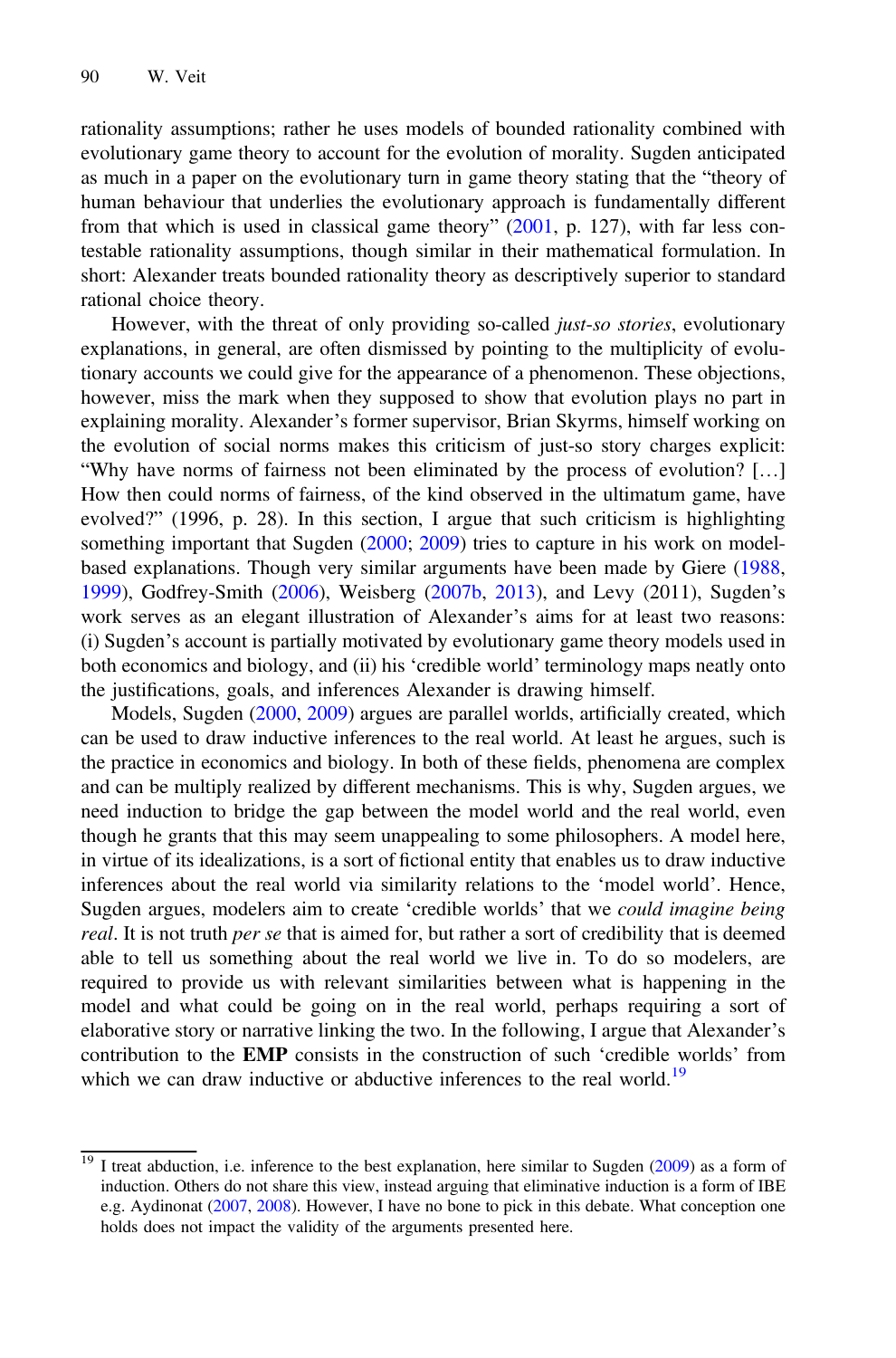rationality assumptions; rather he uses models of bounded rationality combined with evolutionary game theory to account for the evolution of morality. Sugden anticipated as much in a paper on the evolutionary turn in game theory stating that the "theory of human behaviour that underlies the evolutionary approach is fundamentally different from that which is used in classical game theory" (2001, p. 127), with far less contestable rationality assumptions, though similar in their mathematical formulation. In short: Alexander treats bounded rationality theory as descriptively superior to standard rational choice theory.

However, with the threat of only providing so-called *just-so stories*, evolutionary explanations, in general, are often dismissed by pointing to the multiplicity of evolutionary accounts we could give for the appearance of a phenomenon. These objections, however, miss the mark when they supposed to show that evolution plays no part in explaining morality. Alexander's former supervisor, Brian Skyrms, himself working on the evolution of social norms makes this criticism of just-so story charges explicit: "Why have norms of fairness not been eliminated by the process of evolution? […] How then could norms of fairness, of the kind observed in the ultimatum game, have evolved?" (1996, p. 28). In this section, I argue that such criticism is highlighting something important that Sugden (2000; 2009) tries to capture in his work on model-based explanations. Though very similar arguments have been made by Giere (1988, 1999), Godfrey-Smith (2006), Weisberg (2007b, 2013), and Levy (2011), Sugden's work serves as an elegant illustration of Alexander's aims for at least two reasons: (i) Sugden's account is partially motivated by evolutionary game theory models used in both economics and biology, and (ii) his 'credible world' terminology maps neatly onto the justifications, goals, and inferences Alexander is drawing himself.

Models, Sugden (2000, 2009) argues are parallel worlds, artificially created, which can be used to draw inductive inferences to the real world. At least he argues, such is the practice in economics and biology. In both of these fields, phenomena are complex and can be multiply realized by different mechanisms. This is why, Sugden argues, we need induction to bridge the gap between the model world and the real world, even though he grants that this may seem unappealing to some philosophers. A model here, in virtue of its idealizations, is a sort of fictional entity that enables us to draw inductive inferences about the real world via similarity relations to the 'model world'. Hence, Sugden argues, modelers aim to create 'credible worlds' that we *could imagine being real*. It is not truth *per se* that is aimed for, but rather a sort of credibility that is deemed able to tell us something about the real world we live in. To do so modelers, are required to provide us with relevant similarities between what is happening in the model and what could be going on in the real world, perhaps requiring a sort of elaborative story or narrative linking the two. In the following, I argue that Alexander's contribution to the **EMP** consists in the construction of such 'credible worlds' from which we can draw inductive or abductive inferences to the real world.[19]

[19] I treat abduction, i.e. inference to the best explanation, here similar to Sugden (2009) as a form of induction. Others do not share this view, instead arguing that eliminative induction is a form of IBE e.g. Aydinonat (2007, 2008). However, I have no bone to pick in this debate. What conception one holds does not impact the validity of the arguments presented here.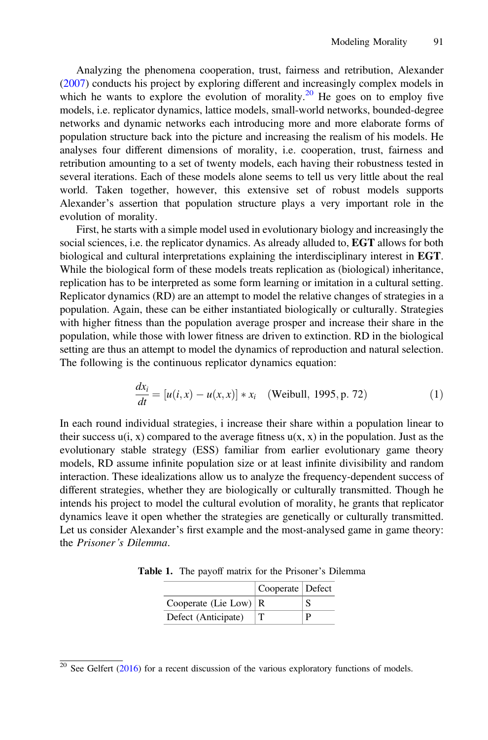Analyzing the phenomena cooperation, trust, fairness and retribution, Alexander (2007) conducts his project by exploring different and increasingly complex models in which he wants to explore the evolution of morality.[20] He goes on to employ five models, i.e. replicator dynamics, lattice models, small-world networks, bounded-degree networks and dynamic networks each introducing more and more elaborate forms of population structure back into the picture and increasing the realism of his models. He analyses four different dimensions of morality, i.e. cooperation, trust, fairness and retribution amounting to a set of twenty models, each having their robustness tested in several iterations. Each of these models alone seems to tell us very little about the real world. Taken together, however, this extensive set of robust models supports Alexander's assertion that population structure plays a very important role in the evolution of morality.

First, he starts with a simple model used in evolutionary biology and increasingly the social sciences, i.e. the replicator dynamics. As already alluded to, **EGT** allows for both biological and cultural interpretations explaining the interdisciplinary interest in **EGT**. While the biological form of these models treats replication as (biological) inheritance, replication has to be interpreted as some form learning or imitation in a cultural setting. Replicator dynamics (RD) are an attempt to model the relative changes of strategies in a population. Again, these can be either instantiated biologically or culturally. Strategies with higher fitness than the population average prosper and increase their share in the population, while those with lower fitness are driven to extinction. RD in the biological setting are thus an attempt to model the dynamics of reproduction and natural selection. The following is the continuous replicator dynamics equation:

$$\frac{dx_i}{dt} = [u(i, x) - u(x, x)] * x_i \quad \text{(Weibull, 1995, p. 72)} \tag{1}$$

In each round individual strategies, i increase their share within a population linear to their success u(i, x) compared to the average fitness u(x, x) in the population. Just as the evolutionary stable strategy (ESS) familiar from earlier evolutionary game theory models, RD assume infinite population size or at least infinite divisibility and random interaction. These idealizations allow us to analyze the frequency-dependent success of different strategies, whether they are biologically or culturally transmitted. Though he intends his project to model the cultural evolution of morality, he grants that replicator dynamics leave it open whether the strategies are genetically or culturally transmitted. Let us consider Alexander's first example and the most-analysed game in game theory: the *Prisoner's Dilemma*.

**Table 1.** The payoff matrix for the Prisoner's Dilemma

| | Cooperate | Defect |
|---|---|---|
| Cooperate (Lie Low) | R | S |
| Defect (Anticipate) | T | P |

[20] See Gelfert (2016) for a recent discussion of the various exploratory functions of models.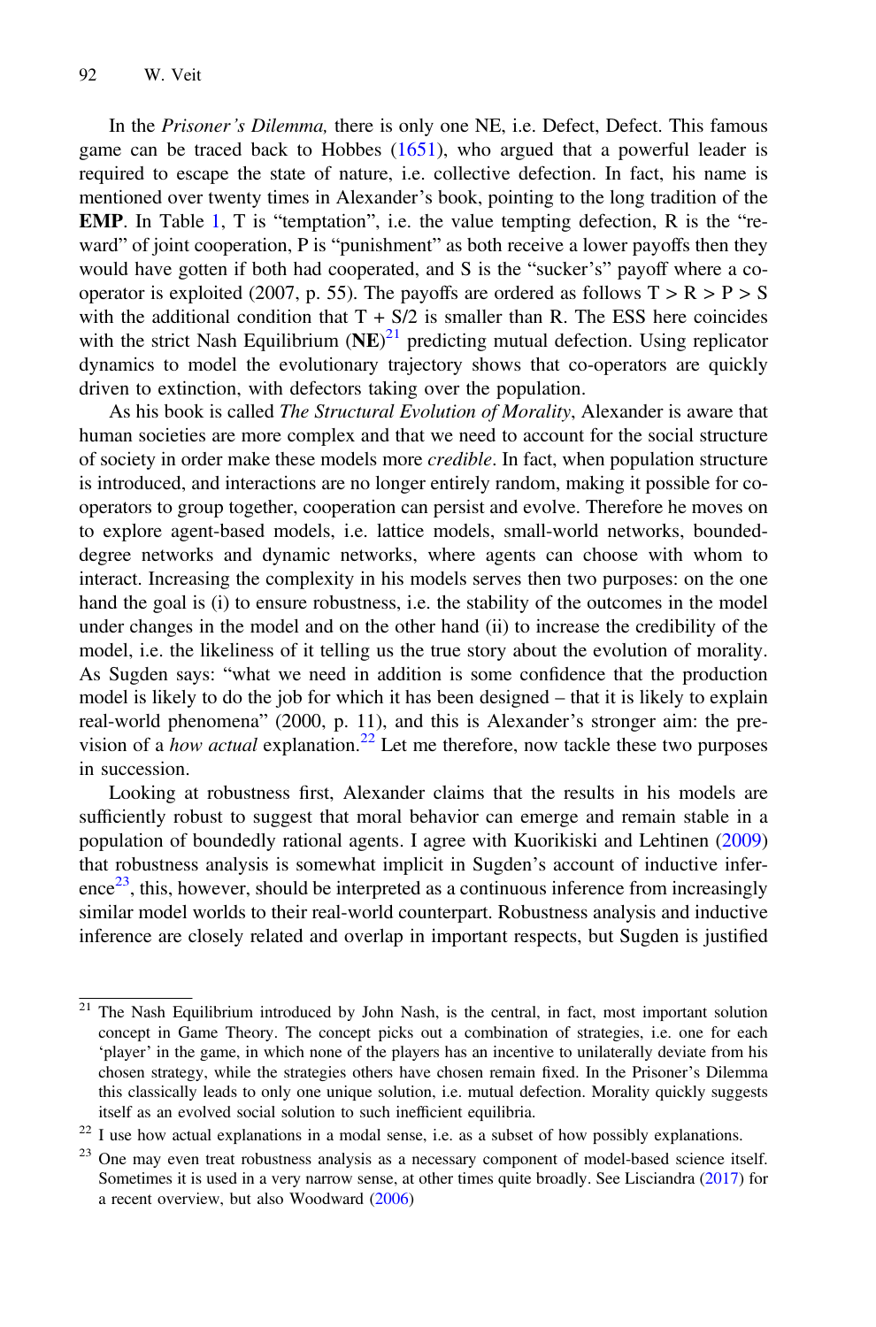In the *Prisoner's Dilemma,* there is only one NE, i.e. Defect, Defect. This famous game can be traced back to Hobbes (1651), who argued that a powerful leader is required to escape the state of nature, i.e. collective defection. In fact, his name is mentioned over twenty times in Alexander's book, pointing to the long tradition of the **EMP**. In Table 1, T is "temptation", i.e. the value tempting defection, R is the "reward" of joint cooperation, P is "punishment" as both receive a lower payoffs then they would have gotten if both had cooperated, and S is the "sucker's" payoff where a co-operator is exploited (2007, p. 55). The payoffs are ordered as follows $T > R > P > S$ with the additional condition that $T + S/2$ is smaller than R. The ESS here coincides with the strict Nash Equilibrium (**NE**)[21] predicting mutual defection. Using replicator dynamics to model the evolutionary trajectory shows that co-operators are quickly driven to extinction, with defectors taking over the population.

As his book is called *The Structural Evolution of Morality*, Alexander is aware that human societies are more complex and that we need to account for the social structure of society in order make these models more *credible*. In fact, when population structure is introduced, and interactions are no longer entirely random, making it possible for co-operators to group together, cooperation can persist and evolve. Therefore he moves on to explore agent-based models, i.e. lattice models, small-world networks, bounded-degree networks and dynamic networks, where agents can choose with whom to interact. Increasing the complexity in his models serves then two purposes: on the one hand the goal is (i) to ensure robustness, i.e. the stability of the outcomes in the model under changes in the model and on the other hand (ii) to increase the credibility of the model, i.e. the likeliness of it telling us the true story about the evolution of morality. As Sugden says: "what we need in addition is some confidence that the production model is likely to do the job for which it has been designed – that it is likely to explain real-world phenomena" (2000, p. 11), and this is Alexander's stronger aim: the pre-vision of a *how actual* explanation.[22] Let me therefore, now tackle these two purposes in succession.

Looking at robustness first, Alexander claims that the results in his models are sufficiently robust to suggest that moral behavior can emerge and remain stable in a population of boundedly rational agents. I agree with Kuorikiski and Lehtinen (2009) that robustness analysis is somewhat implicit in Sugden's account of inductive inference[23], this, however, should be interpreted as a continuous inference from increasingly similar model worlds to their real-world counterpart. Robustness analysis and inductive inference are closely related and overlap in important respects, but Sugden is justified

---

[21] The Nash Equilibrium introduced by John Nash, is the central, in fact, most important solution concept in Game Theory. The concept picks out a combination of strategies, i.e. one for each 'player' in the game, in which none of the players has an incentive to unilaterally deviate from his chosen strategy, while the strategies others have chosen remain fixed. In the Prisoner's Dilemma this classically leads to only one unique solution, i.e. mutual defection. Morality quickly suggests itself as an evolved social solution to such inefficient equilibria.

[22] I use how actual explanations in a modal sense, i.e. as a subset of how possibly explanations.

[23] One may even treat robustness analysis as a necessary component of model-based science itself. Sometimes it is used in a very narrow sense, at other times quite broadly. See Lisciandra (2017) for a recent overview, but also Woodward (2006)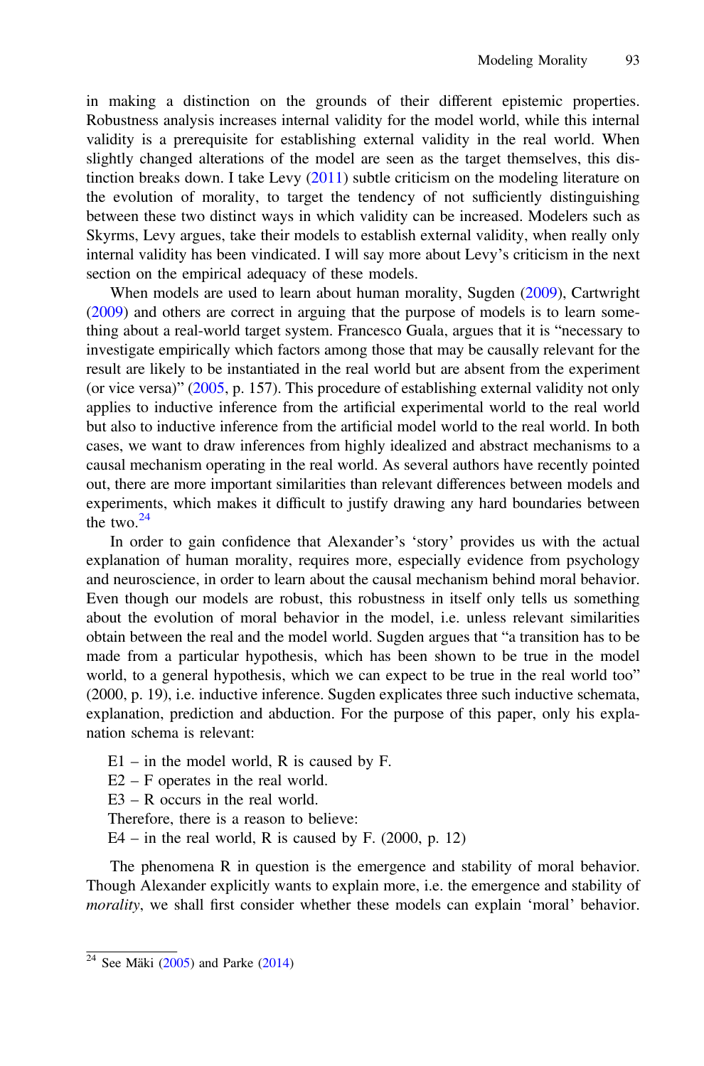in making a distinction on the grounds of their different epistemic properties. Robustness analysis increases internal validity for the model world, while this internal validity is a prerequisite for establishing external validity in the real world. When slightly changed alterations of the model are seen as the target themselves, this distinction breaks down. I take Levy (2011) subtle criticism on the modeling literature on the evolution of morality, to target the tendency of not sufficiently distinguishing between these two distinct ways in which validity can be increased. Modelers such as Skyrms, Levy argues, take their models to establish external validity, when really only internal validity has been vindicated. I will say more about Levy's criticism in the next section on the empirical adequacy of these models.

When models are used to learn about human morality, Sugden (2009), Cartwright (2009) and others are correct in arguing that the purpose of models is to learn something about a real-world target system. Francesco Guala, argues that it is "necessary to investigate empirically which factors among those that may be causally relevant for the result are likely to be instantiated in the real world but are absent from the experiment (or vice versa)" (2005, p. 157). This procedure of establishing external validity not only applies to inductive inference from the artificial experimental world to the real world but also to inductive inference from the artificial model world to the real world. In both cases, we want to draw inferences from highly idealized and abstract mechanisms to a causal mechanism operating in the real world. As several authors have recently pointed out, there are more important similarities than relevant differences between models and experiments, which makes it difficult to justify drawing any hard boundaries between the two.[24]

In order to gain confidence that Alexander's 'story' provides us with the actual explanation of human morality, requires more, especially evidence from psychology and neuroscience, in order to learn about the causal mechanism behind moral behavior. Even though our models are robust, this robustness in itself only tells us something about the evolution of moral behavior in the model, i.e. unless relevant similarities obtain between the real and the model world. Sugden argues that "a transition has to be made from a particular hypothesis, which has been shown to be true in the model world, to a general hypothesis, which we can expect to be true in the real world too" (2000, p. 19), i.e. inductive inference. Sugden explicates three such inductive schemata, explanation, prediction and abduction. For the purpose of this paper, only his explanation schema is relevant:

E1 – in the model world, R is caused by F.
E2 – F operates in the real world.
E3 – R occurs in the real world.
Therefore, there is a reason to believe:
E4 – in the real world, R is caused by F. (2000, p. 12)

The phenomena R in question is the emergence and stability of moral behavior. Though Alexander explicitly wants to explain more, i.e. the emergence and stability of *morality*, we shall first consider whether these models can explain 'moral' behavior.

[24] See Mäki (2005) and Parke (2014)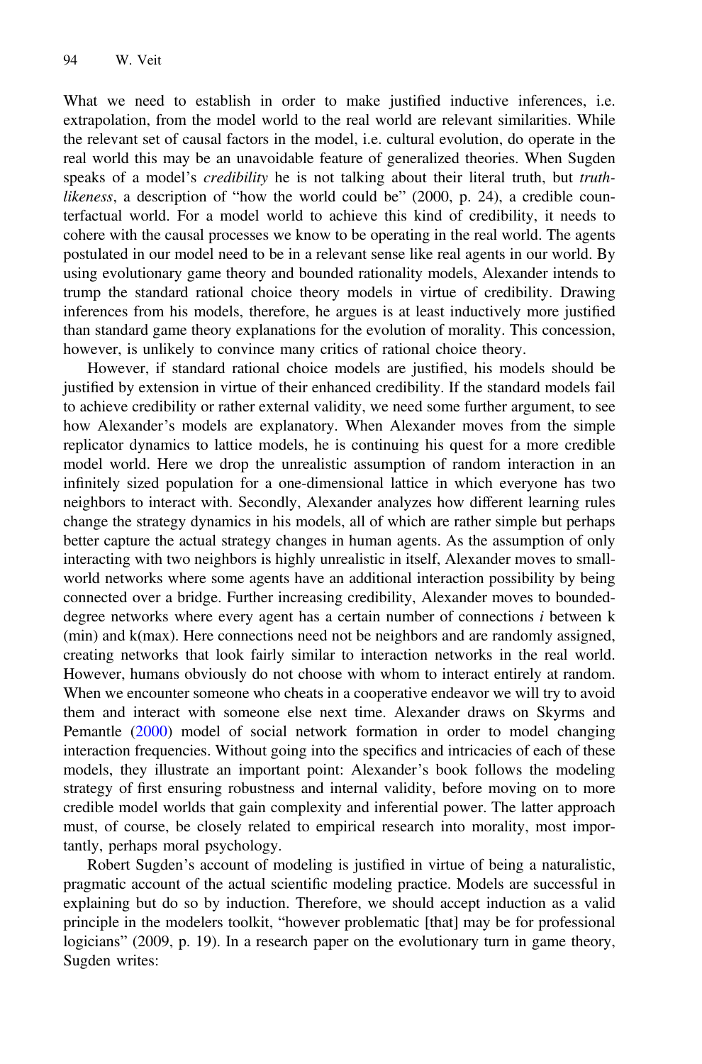What we need to establish in order to make justified inductive inferences, i.e. extrapolation, from the model world to the real world are relevant similarities. While the relevant set of causal factors in the model, i.e. cultural evolution, do operate in the real world this may be an unavoidable feature of generalized theories. When Sugden speaks of a model's *credibility* he is not talking about their literal truth, but *truth-likeness*, a description of "how the world could be" (2000, p. 24), a credible counterfactual world. For a model world to achieve this kind of credibility, it needs to cohere with the causal processes we know to be operating in the real world. The agents postulated in our model need to be in a relevant sense like real agents in our world. By using evolutionary game theory and bounded rationality models, Alexander intends to trump the standard rational choice theory models in virtue of credibility. Drawing inferences from his models, therefore, he argues is at least inductively more justified than standard game theory explanations for the evolution of morality. This concession, however, is unlikely to convince many critics of rational choice theory.

However, if standard rational choice models are justified, his models should be justified by extension in virtue of their enhanced credibility. If the standard models fail to achieve credibility or rather external validity, we need some further argument, to see how Alexander's models are explanatory. When Alexander moves from the simple replicator dynamics to lattice models, he is continuing his quest for a more credible model world. Here we drop the unrealistic assumption of random interaction in an infinitely sized population for a one-dimensional lattice in which everyone has two neighbors to interact with. Secondly, Alexander analyzes how different learning rules change the strategy dynamics in his models, all of which are rather simple but perhaps better capture the actual strategy changes in human agents. As the assumption of only interacting with two neighbors is highly unrealistic in itself, Alexander moves to small-world networks where some agents have an additional interaction possibility by being connected over a bridge. Further increasing credibility, Alexander moves to bounded-degree networks where every agent has a certain number of connections $i$ between k (min) and k(max). Here connections need not be neighbors and are randomly assigned, creating networks that look fairly similar to interaction networks in the real world. However, humans obviously do not choose with whom to interact entirely at random. When we encounter someone who cheats in a cooperative endeavor we will try to avoid them and interact with someone else next time. Alexander draws on Skyrms and Pemantle (2000) model of social network formation in order to model changing interaction frequencies. Without going into the specifics and intricacies of each of these models, they illustrate an important point: Alexander's book follows the modeling strategy of first ensuring robustness and internal validity, before moving on to more credible model worlds that gain complexity and inferential power. The latter approach must, of course, be closely related to empirical research into morality, most importantly, perhaps moral psychology.

Robert Sugden's account of modeling is justified in virtue of being a naturalistic, pragmatic account of the actual scientific modeling practice. Models are successful in explaining but do so by induction. Therefore, we should accept induction as a valid principle in the modelers toolkit, "however problematic [that] may be for professional logicians" (2009, p. 19). In a research paper on the evolutionary turn in game theory, Sugden writes: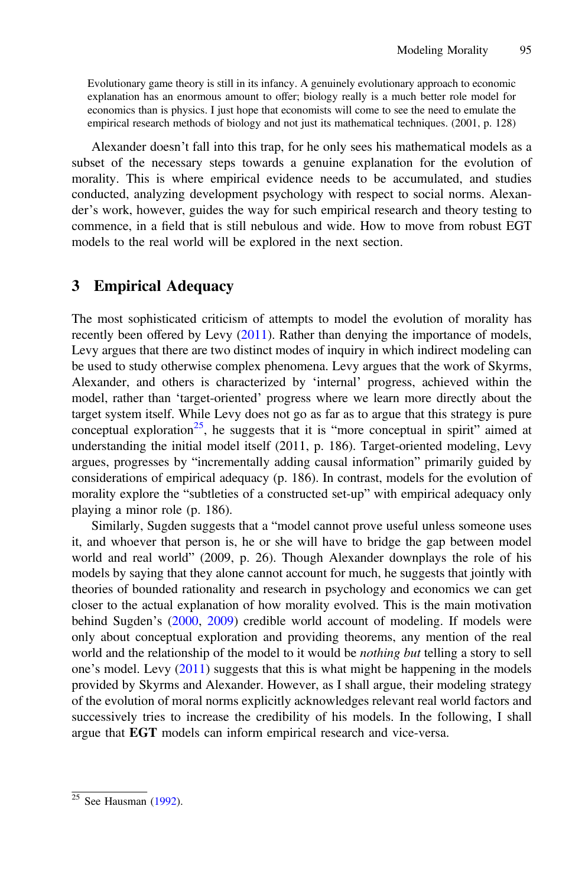> Evolutionary game theory is still in its infancy. A genuinely evolutionary approach to economic explanation has an enormous amount to offer; biology really is a much better role model for economics than is physics. I just hope that economists will come to see the need to emulate the empirical research methods of biology and not just its mathematical techniques. (2001, p. 128)

Alexander doesn't fall into this trap, for he only sees his mathematical models as a subset of the necessary steps towards a genuine explanation for the evolution of morality. This is where empirical evidence needs to be accumulated, and studies conducted, analyzing development psychology with respect to social norms. Alexander's work, however, guides the way for such empirical research and theory testing to commence, in a field that is still nebulous and wide. How to move from robust EGT models to the real world will be explored in the next section.

## 3 Empirical Adequacy

The most sophisticated criticism of attempts to model the evolution of morality has recently been offered by Levy (2011). Rather than denying the importance of models, Levy argues that there are two distinct modes of inquiry in which indirect modeling can be used to study otherwise complex phenomena. Levy argues that the work of Skyrms, Alexander, and others is characterized by 'internal' progress, achieved within the model, rather than 'target-oriented' progress where we learn more directly about the target system itself. While Levy does not go as far as to argue that this strategy is pure conceptual exploration[25], he suggests that it is "more conceptual in spirit" aimed at understanding the initial model itself (2011, p. 186). Target-oriented modeling, Levy argues, progresses by "incrementally adding causal information" primarily guided by considerations of empirical adequacy (p. 186). In contrast, models for the evolution of morality explore the "subtleties of a constructed set-up" with empirical adequacy only playing a minor role (p. 186).

Similarly, Sugden suggests that a "model cannot prove useful unless someone uses it, and whoever that person is, he or she will have to bridge the gap between model world and real world" (2009, p. 26). Though Alexander downplays the role of his models by saying that they alone cannot account for much, he suggests that jointly with theories of bounded rationality and research in psychology and economics we can get closer to the actual explanation of how morality evolved. This is the main motivation behind Sugden's (2000, 2009) credible world account of modeling. If models were only about conceptual exploration and providing theorems, any mention of the real world and the relationship of the model to it would be *nothing but* telling a story to sell one's model. Levy (2011) suggests that this is what might be happening in the models provided by Skyrms and Alexander. However, as I shall argue, their modeling strategy of the evolution of moral norms explicitly acknowledges relevant real world factors and successively tries to increase the credibility of his models. In the following, I shall argue that **EGT** models can inform empirical research and vice-versa.

[25] See Hausman (1992).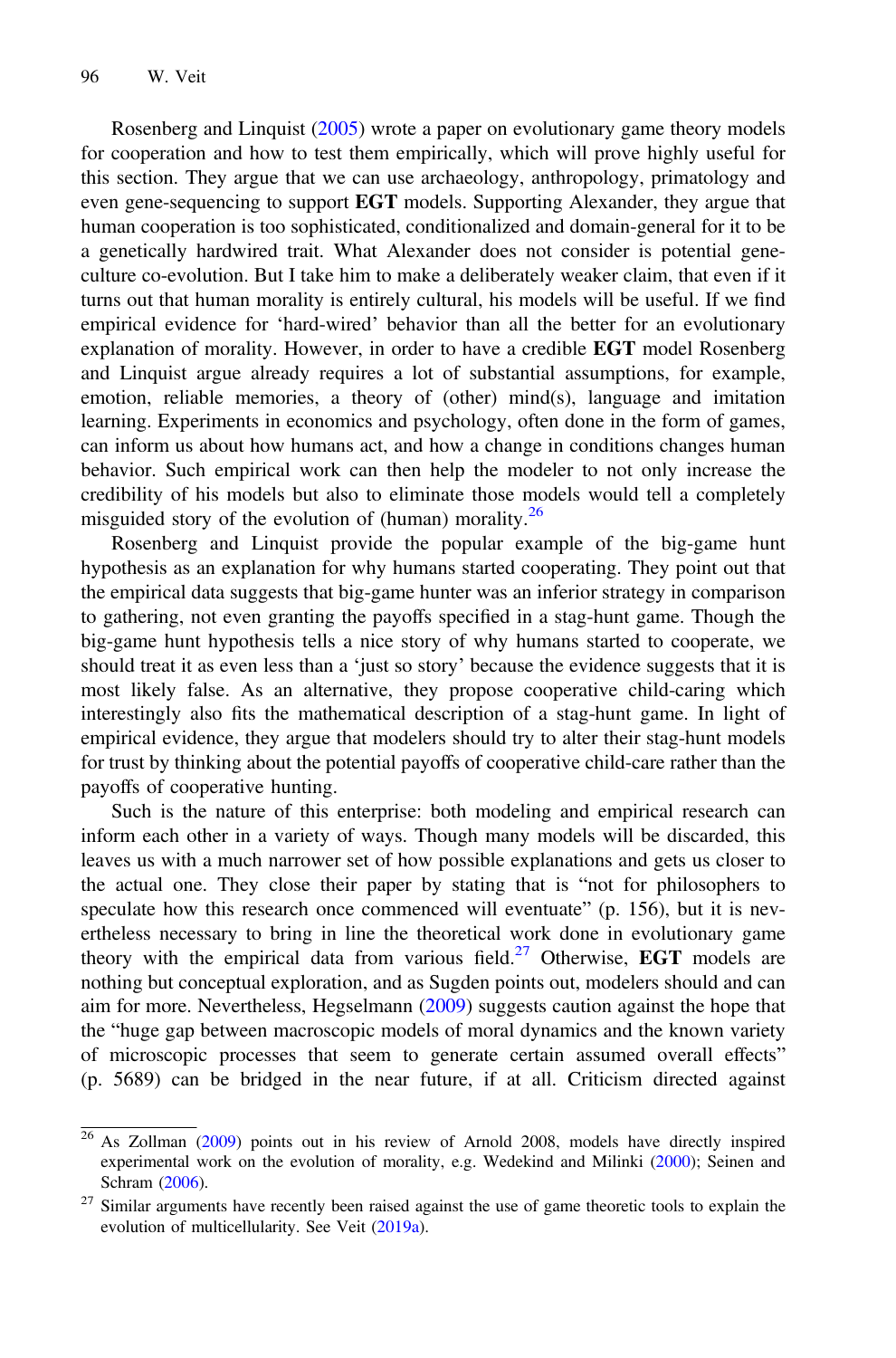Rosenberg and Linquist (2005) wrote a paper on evolutionary game theory models for cooperation and how to test them empirically, which will prove highly useful for this section. They argue that we can use archaeology, anthropology, primatology and even gene-sequencing to support **EGT** models. Supporting Alexander, they argue that human cooperation is too sophisticated, conditionalized and domain-general for it to be a genetically hardwired trait. What Alexander does not consider is potential gene-culture co-evolution. But I take him to make a deliberately weaker claim, that even if it turns out that human morality is entirely cultural, his models will be useful. If we find empirical evidence for 'hard-wired' behavior than all the better for an evolutionary explanation of morality. However, in order to have a credible **EGT** model Rosenberg and Linquist argue already requires a lot of substantial assumptions, for example, emotion, reliable memories, a theory of (other) mind(s), language and imitation learning. Experiments in economics and psychology, often done in the form of games, can inform us about how humans act, and how a change in conditions changes human behavior. Such empirical work can then help the modeler to not only increase the credibility of his models but also to eliminate those models would tell a completely misguided story of the evolution of (human) morality.[26]

Rosenberg and Linquist provide the popular example of the big-game hunt hypothesis as an explanation for why humans started cooperating. They point out that the empirical data suggests that big-game hunter was an inferior strategy in comparison to gathering, not even granting the payoffs specified in a stag-hunt game. Though the big-game hunt hypothesis tells a nice story of why humans started to cooperate, we should treat it as even less than a 'just so story' because the evidence suggests that it is most likely false. As an alternative, they propose cooperative child-caring which interestingly also fits the mathematical description of a stag-hunt game. In light of empirical evidence, they argue that modelers should try to alter their stag-hunt models for trust by thinking about the potential payoffs of cooperative child-care rather than the payoffs of cooperative hunting.

Such is the nature of this enterprise: both modeling and empirical research can inform each other in a variety of ways. Though many models will be discarded, this leaves us with a much narrower set of how possible explanations and gets us closer to the actual one. They close their paper by stating that is "not for philosophers to speculate how this research once commenced will eventuate" (p. 156), but it is nevertheless necessary to bring in line the theoretical work done in evolutionary game theory with the empirical data from various field.[27] Otherwise, **EGT** models are nothing but conceptual exploration, and as Sugden points out, modelers should and can aim for more. Nevertheless, Hegselmann (2009) suggests caution against the hope that the "huge gap between macroscopic models of moral dynamics and the known variety of microscopic processes that seem to generate certain assumed overall effects" (p. 5689) can be bridged in the near future, if at all. Criticism directed against

---

[26] As Zollman (2009) points out in his review of Arnold 2008, models have directly inspired experimental work on the evolution of morality, e.g. Wedekind and Milinki (2000); Seinen and Schram (2006).

[27] Similar arguments have recently been raised against the use of game theoretic tools to explain the evolution of multicellularity. See Veit (2019a).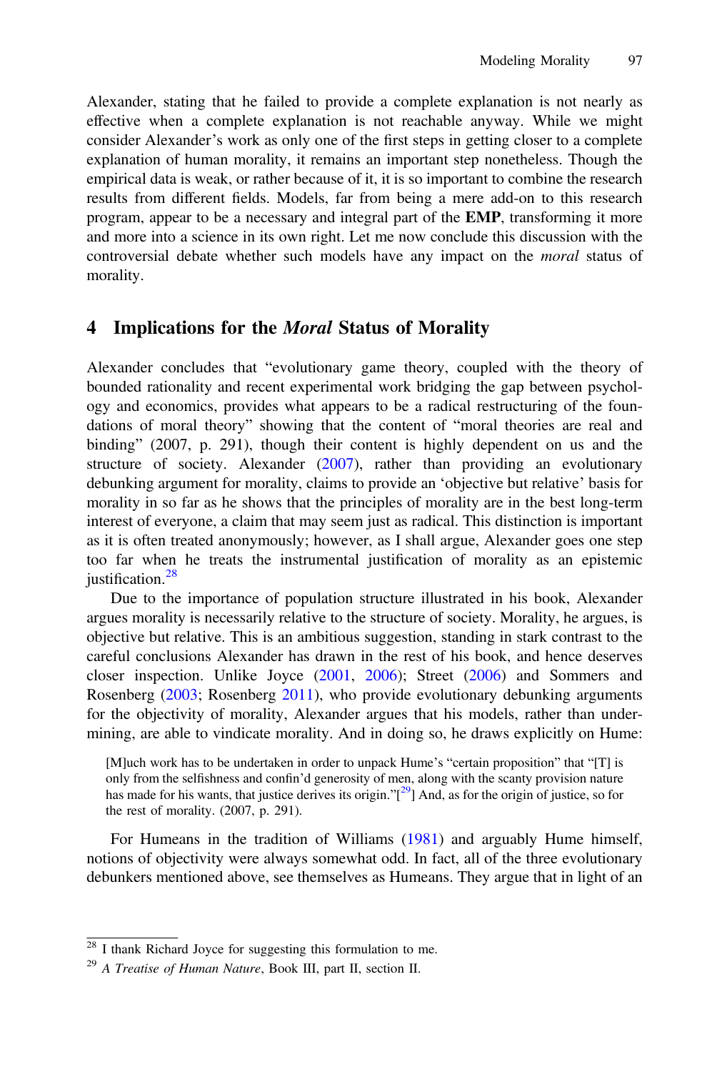Alexander, stating that he failed to provide a complete explanation is not nearly as effective when a complete explanation is not reachable anyway. While we might consider Alexander's work as only one of the first steps in getting closer to a complete explanation of human morality, it remains an important step nonetheless. Though the empirical data is weak, or rather because of it, it is so important to combine the research results from different fields. Models, far from being a mere add-on to this research program, appear to be a necessary and integral part of the **EMP**, transforming it more and more into a science in its own right. Let me now conclude this discussion with the controversial debate whether such models have any impact on the *moral* status of morality.

## 4 Implications for the *Moral* Status of Morality

Alexander concludes that "evolutionary game theory, coupled with the theory of bounded rationality and recent experimental work bridging the gap between psychology and economics, provides what appears to be a radical restructuring of the foundations of moral theory" showing that the content of "moral theories are real and binding" (2007, p. 291), though their content is highly dependent on us and the structure of society. Alexander (2007), rather than providing an evolutionary debunking argument for morality, claims to provide an 'objective but relative' basis for morality in so far as he shows that the principles of morality are in the best long-term interest of everyone, a claim that may seem just as radical. This distinction is important as it is often treated anonymously; however, as I shall argue, Alexander goes one step too far when he treats the instrumental justification of morality as an epistemic justification.[28]

Due to the importance of population structure illustrated in his book, Alexander argues morality is necessarily relative to the structure of society. Morality, he argues, is objective but relative. This is an ambitious suggestion, standing in stark contrast to the careful conclusions Alexander has drawn in the rest of his book, and hence deserves closer inspection. Unlike Joyce (2001, 2006); Street (2006) and Sommers and Rosenberg (2003; Rosenberg 2011), who provide evolutionary debunking arguments for the objectivity of morality, Alexander argues that his models, rather than undermining, are able to vindicate morality. And in doing so, he draws explicitly on Hume:

> [M]uch work has to be undertaken in order to unpack Hume's "certain proposition" that "[T] is only from the selfishness and confin'd generosity of men, along with the scanty provision nature has made for his wants, that justice derives its origin."[[29]] And, as for the origin of justice, so for the rest of morality. (2007, p. 291).

For Humeans in the tradition of Williams (1981) and arguably Hume himself, notions of objectivity were always somewhat odd. In fact, all of the three evolutionary debunkers mentioned above, see themselves as Humeans. They argue that in light of an

---

[28] I thank Richard Joyce for suggesting this formulation to me.

[29] *A Treatise of Human Nature*, Book III, part II, section II.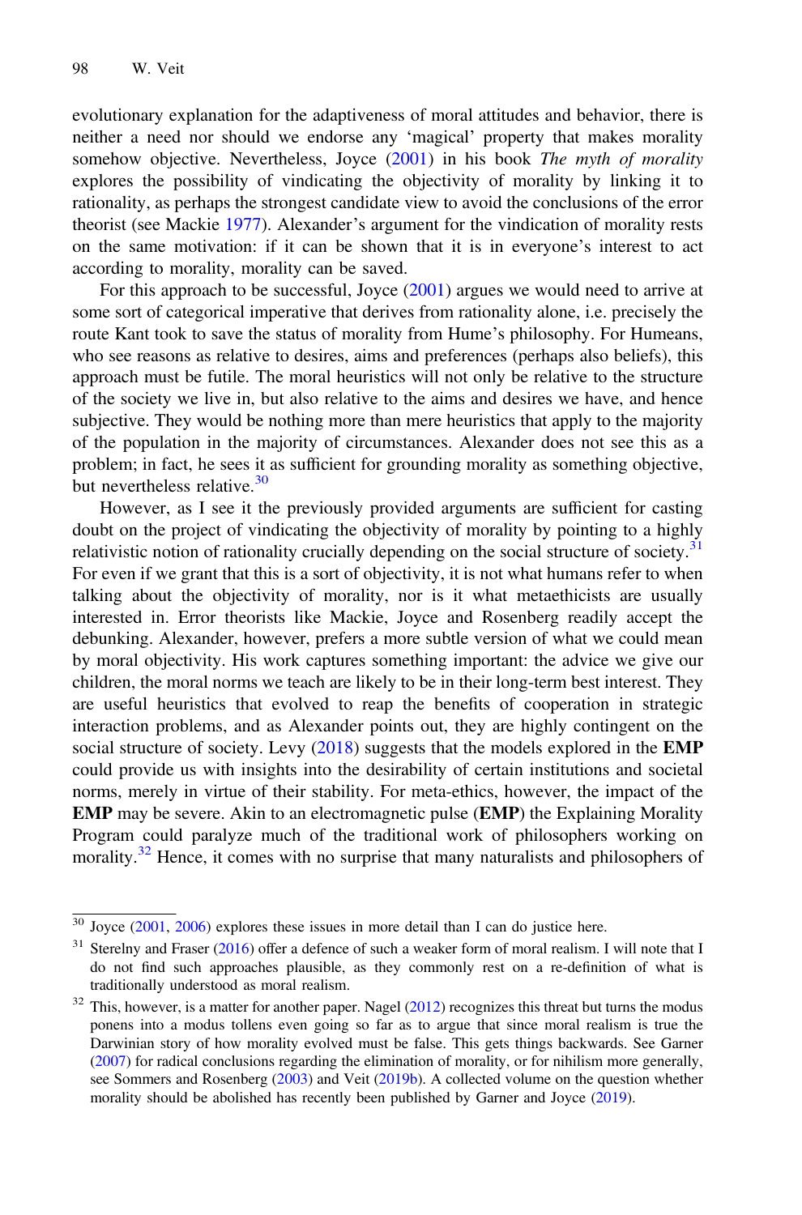evolutionary explanation for the adaptiveness of moral attitudes and behavior, there is neither a need nor should we endorse any 'magical' property that makes morality somehow objective. Nevertheless, Joyce (2001) in his book *The myth of morality* explores the possibility of vindicating the objectivity of morality by linking it to rationality, as perhaps the strongest candidate view to avoid the conclusions of the error theorist (see Mackie 1977). Alexander's argument for the vindication of morality rests on the same motivation: if it can be shown that it is in everyone's interest to act according to morality, morality can be saved.

For this approach to be successful, Joyce (2001) argues we would need to arrive at some sort of categorical imperative that derives from rationality alone, i.e. precisely the route Kant took to save the status of morality from Hume's philosophy. For Humeans, who see reasons as relative to desires, aims and preferences (perhaps also beliefs), this approach must be futile. The moral heuristics will not only be relative to the structure of the society we live in, but also relative to the aims and desires we have, and hence subjective. They would be nothing more than mere heuristics that apply to the majority of the population in the majority of circumstances. Alexander does not see this as a problem; in fact, he sees it as sufficient for grounding morality as something objective, but nevertheless relative.[30]

However, as I see it the previously provided arguments are sufficient for casting doubt on the project of vindicating the objectivity of morality by pointing to a highly relativistic notion of rationality crucially depending on the social structure of society.[31] For even if we grant that this is a sort of objectivity, it is not what humans refer to when talking about the objectivity of morality, nor is it what metaethicists are usually interested in. Error theorists like Mackie, Joyce and Rosenberg readily accept the debunking. Alexander, however, prefers a more subtle version of what we could mean by moral objectivity. His work captures something important: the advice we give our children, the moral norms we teach are likely to be in their long-term best interest. They are useful heuristics that evolved to reap the benefits of cooperation in strategic interaction problems, and as Alexander points out, they are highly contingent on the social structure of society. Levy (2018) suggests that the models explored in the **EMP** could provide us with insights into the desirability of certain institutions and societal norms, merely in virtue of their stability. For meta-ethics, however, the impact of the **EMP** may be severe. Akin to an electromagnetic pulse (**EMP**) the Explaining Morality Program could paralyze much of the traditional work of philosophers working on morality.[32] Hence, it comes with no surprise that many naturalists and philosophers of

---

[30] Joyce (2001, 2006) explores these issues in more detail than I can do justice here.

[31] Sterelny and Fraser (2016) offer a defence of such a weaker form of moral realism. I will note that I do not find such approaches plausible, as they commonly rest on a re-definition of what is traditionally understood as moral realism.

[32] This, however, is a matter for another paper. Nagel (2012) recognizes this threat but turns the modus ponens into a modus tollens even going so far as to argue that since moral realism is true the Darwinian story of how morality evolved must be false. This gets things backwards. See Garner (2007) for radical conclusions regarding the elimination of morality, or for nihilism more generally, see Sommers and Rosenberg (2003) and Veit (2019b). A collected volume on the question whether morality should be abolished has recently been published by Garner and Joyce (2019).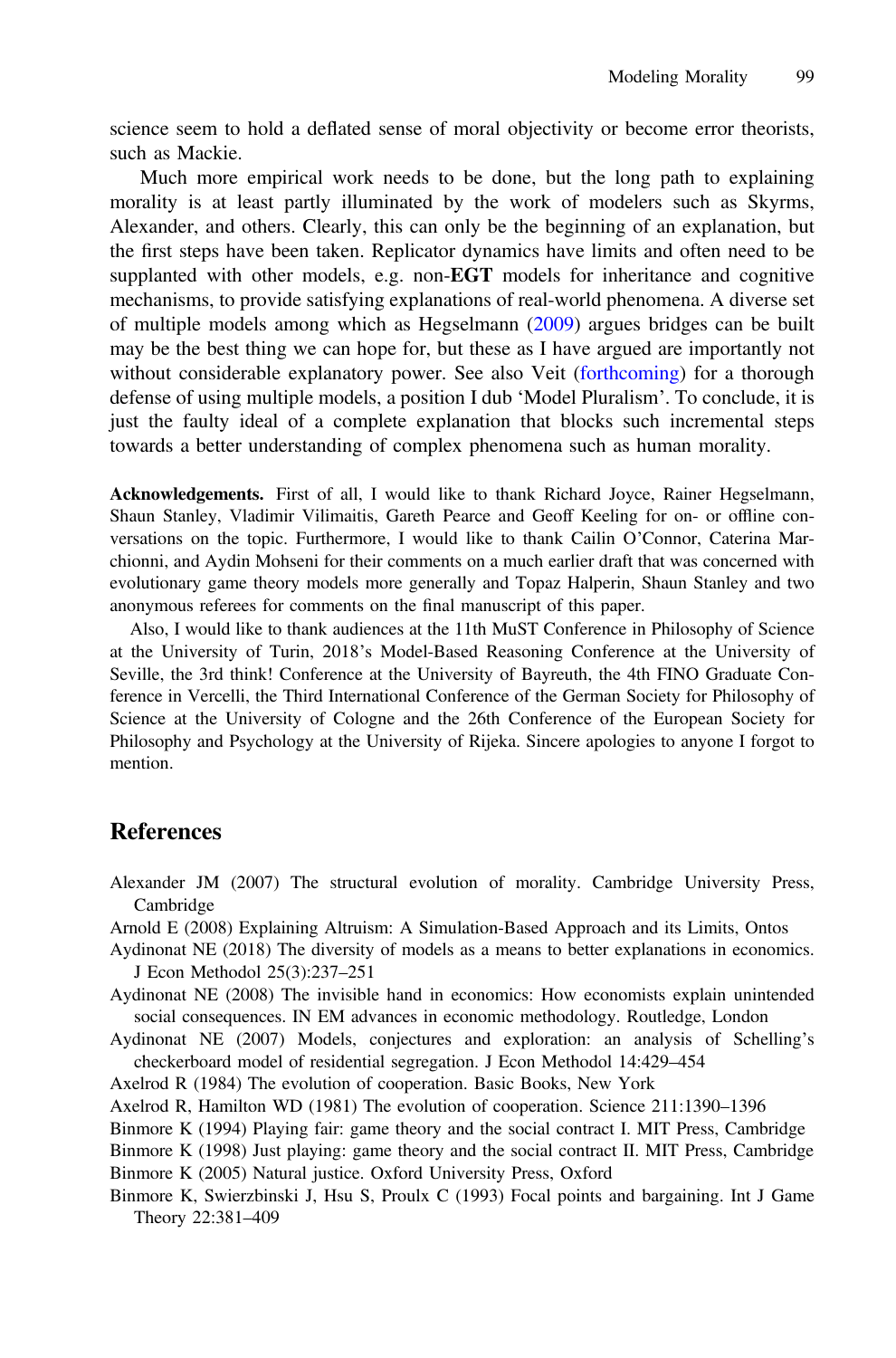science seem to hold a deflated sense of moral objectivity or become error theorists, such as Mackie.

Much more empirical work needs to be done, but the long path to explaining morality is at least partly illuminated by the work of modelers such as Skyrms, Alexander, and others. Clearly, this can only be the beginning of an explanation, but the first steps have been taken. Replicator dynamics have limits and often need to be supplanted with other models, e.g. non-**EGT** models for inheritance and cognitive mechanisms, to provide satisfying explanations of real-world phenomena. A diverse set of multiple models among which as Hegselmann (2009) argues bridges can be built may be the best thing we can hope for, but these as I have argued are importantly not without considerable explanatory power. See also Veit (forthcoming) for a thorough defense of using multiple models, a position I dub 'Model Pluralism'. To conclude, it is just the faulty ideal of a complete explanation that blocks such incremental steps towards a better understanding of complex phenomena such as human morality.

**Acknowledgements.** First of all, I would like to thank Richard Joyce, Rainer Hegselmann, Shaun Stanley, Vladimir Vilimaitis, Gareth Pearce and Geoff Keeling for on- or offline conversations on the topic. Furthermore, I would like to thank Cailin O'Connor, Caterina Marchionni, and Aydin Mohseni for their comments on a much earlier draft that was concerned with evolutionary game theory models more generally and Topaz Halperin, Shaun Stanley and two anonymous referees for comments on the final manuscript of this paper.

Also, I would like to thank audiences at the 11th MuST Conference in Philosophy of Science at the University of Turin, 2018's Model-Based Reasoning Conference at the University of Seville, the 3rd think! Conference at the University of Bayreuth, the 4th FINO Graduate Conference in Vercelli, the Third International Conference of the German Society for Philosophy of Science at the University of Cologne and the 26th Conference of the European Society for Philosophy and Psychology at the University of Rijeka. Sincere apologies to anyone I forgot to mention.

## References

Alexander JM (2007) The structural evolution of morality. Cambridge University Press, Cambridge

Arnold E (2008) Explaining Altruism: A Simulation-Based Approach and its Limits, Ontos

Aydinonat NE (2018) The diversity of models as a means to better explanations in economics. J Econ Methodol 25(3):237–251

Aydinonat NE (2008) The invisible hand in economics: How economists explain unintended social consequences. IN EM advances in economic methodology. Routledge, London

Aydinonat NE (2007) Models, conjectures and exploration: an analysis of Schelling's checkerboard model of residential segregation. J Econ Methodol 14:429–454

Axelrod R (1984) The evolution of cooperation. Basic Books, New York

Axelrod R, Hamilton WD (1981) The evolution of cooperation. Science 211:1390–1396

Binmore K (1994) Playing fair: game theory and the social contract I. MIT Press, Cambridge

Binmore K (1998) Just playing: game theory and the social contract II. MIT Press, Cambridge

Binmore K (2005) Natural justice. Oxford University Press, Oxford

Binmore K, Swierzbinski J, Hsu S, Proulx C (1993) Focal points and bargaining. Int J Game Theory 22:381–409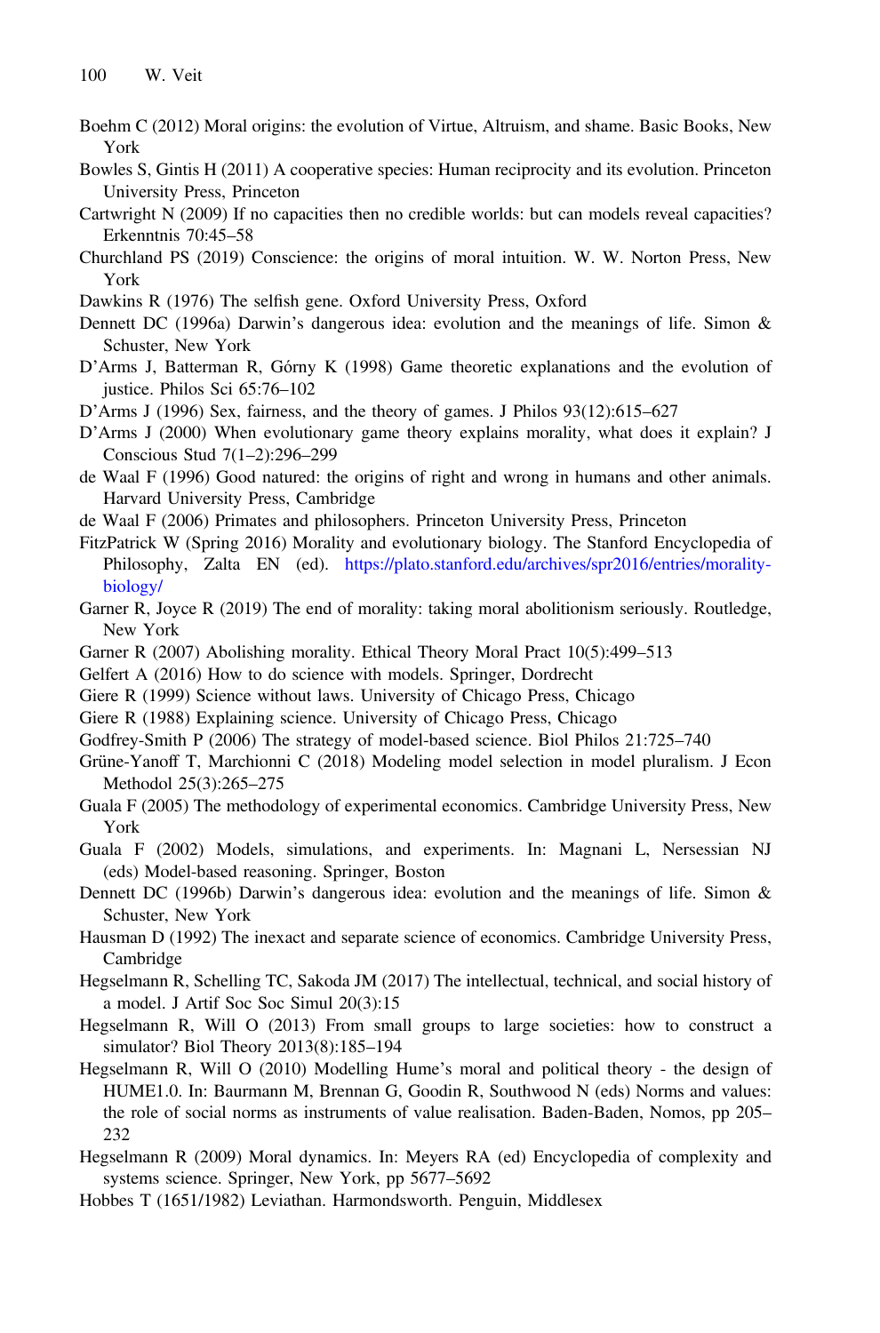Boehm C (2012) Moral origins: the evolution of Virtue, Altruism, and shame. Basic Books, New York

Bowles S, Gintis H (2011) A cooperative species: Human reciprocity and its evolution. Princeton University Press, Princeton

Cartwright N (2009) If no capacities then no credible worlds: but can models reveal capacities? Erkenntnis 70:45–58

Churchland PS (2019) Conscience: the origins of moral intuition. W. W. Norton Press, New York

Dawkins R (1976) The selfish gene. Oxford University Press, Oxford

Dennett DC (1996a) Darwin's dangerous idea: evolution and the meanings of life. Simon & Schuster, New York

D'Arms J, Batterman R, Górny K (1998) Game theoretic explanations and the evolution of justice. Philos Sci 65:76–102

D'Arms J (1996) Sex, fairness, and the theory of games. J Philos 93(12):615–627

D'Arms J (2000) When evolutionary game theory explains morality, what does it explain? J Conscious Stud 7(1–2):296–299

de Waal F (1996) Good natured: the origins of right and wrong in humans and other animals. Harvard University Press, Cambridge

de Waal F (2006) Primates and philosophers. Princeton University Press, Princeton

FitzPatrick W (Spring 2016) Morality and evolutionary biology. The Stanford Encyclopedia of Philosophy, Zalta EN (ed). https://plato.stanford.edu/archives/spr2016/entries/morality-biology/

Garner R, Joyce R (2019) The end of morality: taking moral abolitionism seriously. Routledge, New York

Garner R (2007) Abolishing morality. Ethical Theory Moral Pract 10(5):499–513

Gelfert A (2016) How to do science with models. Springer, Dordrecht

Giere R (1999) Science without laws. University of Chicago Press, Chicago

Giere R (1988) Explaining science. University of Chicago Press, Chicago

Godfrey-Smith P (2006) The strategy of model-based science. Biol Philos 21:725–740

Grüne-Yanoff T, Marchionni C (2018) Modeling model selection in model pluralism. J Econ Methodol 25(3):265–275

Guala F (2005) The methodology of experimental economics. Cambridge University Press, New York

Guala F (2002) Models, simulations, and experiments. In: Magnani L, Nersessian NJ (eds) Model-based reasoning. Springer, Boston

Dennett DC (1996b) Darwin's dangerous idea: evolution and the meanings of life. Simon & Schuster, New York

Hausman D (1992) The inexact and separate science of economics. Cambridge University Press, Cambridge

Hegselmann R, Schelling TC, Sakoda JM (2017) The intellectual, technical, and social history of a model. J Artif Soc Soc Simul 20(3):15

Hegselmann R, Will O (2013) From small groups to large societies: how to construct a simulator? Biol Theory 2013(8):185–194

Hegselmann R, Will O (2010) Modelling Hume's moral and political theory - the design of HUME1.0. In: Baurmann M, Brennan G, Goodin R, Southwood N (eds) Norms and values: the role of social norms as instruments of value realisation. Baden-Baden, Nomos, pp 205–232

Hegselmann R (2009) Moral dynamics. In: Meyers RA (ed) Encyclopedia of complexity and systems science. Springer, New York, pp 5677–5692

Hobbes T (1651/1982) Leviathan. Harmondsworth. Penguin, Middlesex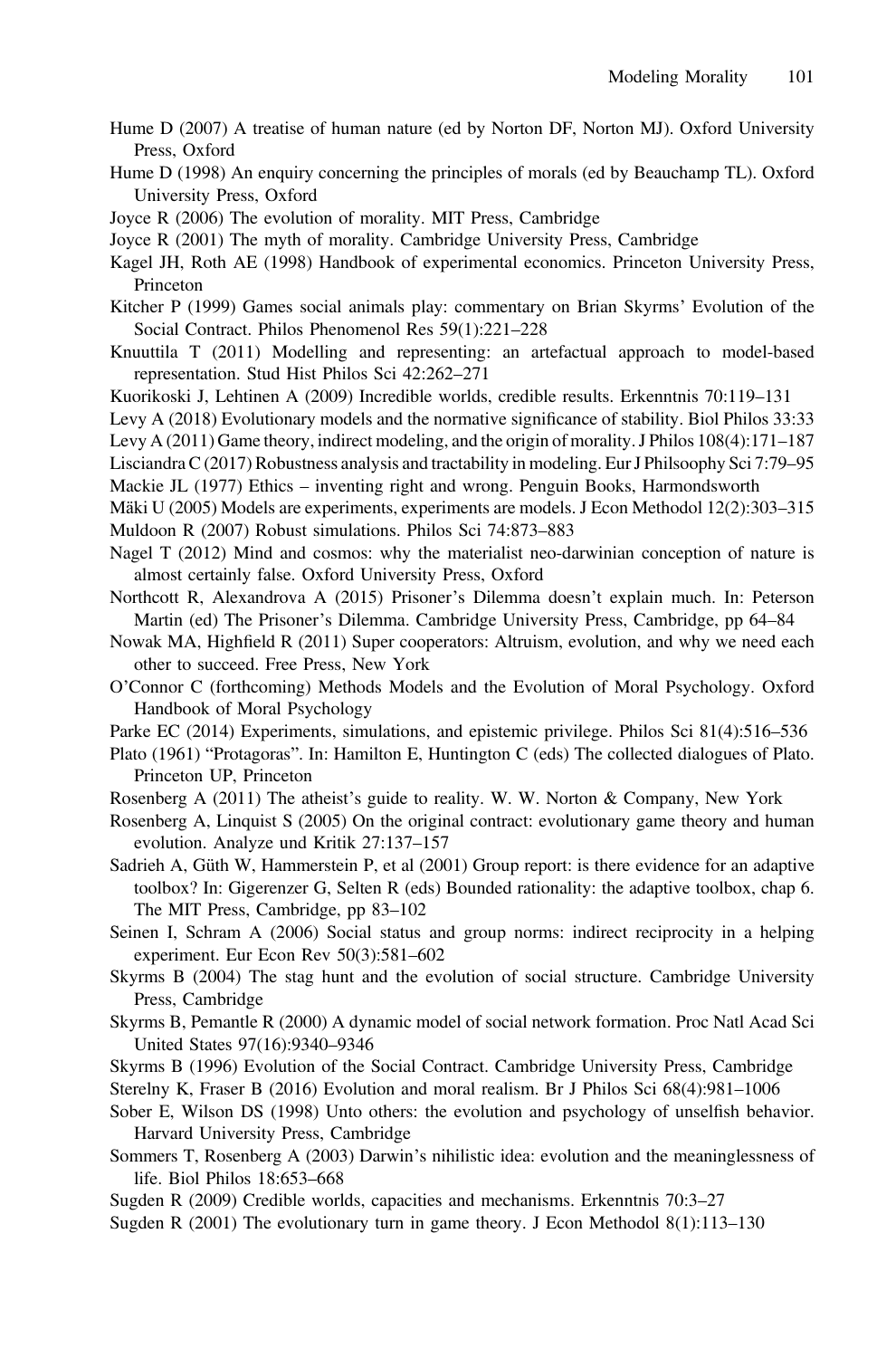Hume D (2007) A treatise of human nature (ed by Norton DF, Norton MJ). Oxford University Press, Oxford

Hume D (1998) An enquiry concerning the principles of morals (ed by Beauchamp TL). Oxford University Press, Oxford

Joyce R (2006) The evolution of morality. MIT Press, Cambridge

Joyce R (2001) The myth of morality. Cambridge University Press, Cambridge

Kagel JH, Roth AE (1998) Handbook of experimental economics. Princeton University Press, Princeton

Kitcher P (1999) Games social animals play: commentary on Brian Skyrms' Evolution of the Social Contract. Philos Phenomenol Res 59(1):221–228

Knuuttila T (2011) Modelling and representing: an artefactual approach to model-based representation. Stud Hist Philos Sci 42:262–271

Kuorikoski J, Lehtinen A (2009) Incredible worlds, credible results. Erkenntnis 70:119–131

Levy A (2018) Evolutionary models and the normative significance of stability. Biol Philos 33:33

Levy A (2011) Game theory, indirect modeling, and the origin of morality. J Philos 108(4):171–187

Lisciandra C (2017) Robustness analysis and tractability in modeling. Eur J Philsoophy Sci 7:79–95

Mackie JL (1977) Ethics – inventing right and wrong. Penguin Books, Harmondsworth

Mäki U (2005) Models are experiments, experiments are models. J Econ Methodol 12(2):303–315

Muldoon R (2007) Robust simulations. Philos Sci 74:873–883

Nagel T (2012) Mind and cosmos: why the materialist neo-darwinian conception of nature is almost certainly false. Oxford University Press, Oxford

Northcott R, Alexandrova A (2015) Prisoner's Dilemma doesn't explain much. In: Peterson Martin (ed) The Prisoner's Dilemma. Cambridge University Press, Cambridge, pp 64–84

Nowak MA, Highfield R (2011) Super cooperators: Altruism, evolution, and why we need each other to succeed. Free Press, New York

O'Connor C (forthcoming) Methods Models and the Evolution of Moral Psychology. Oxford Handbook of Moral Psychology

Parke EC (2014) Experiments, simulations, and epistemic privilege. Philos Sci 81(4):516–536

Plato (1961) "Protagoras". In: Hamilton E, Huntington C (eds) The collected dialogues of Plato. Princeton UP, Princeton

Rosenberg A (2011) The atheist's guide to reality. W. W. Norton & Company, New York

Rosenberg A, Linquist S (2005) On the original contract: evolutionary game theory and human evolution. Analyze und Kritik 27:137–157

Sadrieh A, Güth W, Hammerstein P, et al (2001) Group report: is there evidence for an adaptive toolbox? In: Gigerenzer G, Selten R (eds) Bounded rationality: the adaptive toolbox, chap 6. The MIT Press, Cambridge, pp 83–102

Seinen I, Schram A (2006) Social status and group norms: indirect reciprocity in a helping experiment. Eur Econ Rev 50(3):581–602

Skyrms B (2004) The stag hunt and the evolution of social structure. Cambridge University Press, Cambridge

Skyrms B, Pemantle R (2000) A dynamic model of social network formation. Proc Natl Acad Sci United States 97(16):9340–9346

Skyrms B (1996) Evolution of the Social Contract. Cambridge University Press, Cambridge

Sterelny K, Fraser B (2016) Evolution and moral realism. Br J Philos Sci 68(4):981–1006

Sober E, Wilson DS (1998) Unto others: the evolution and psychology of unselfish behavior. Harvard University Press, Cambridge

Sommers T, Rosenberg A (2003) Darwin's nihilistic idea: evolution and the meaninglessness of life. Biol Philos 18:653–668

Sugden R (2009) Credible worlds, capacities and mechanisms. Erkenntnis 70:3–27

Sugden R (2001) The evolutionary turn in game theory. J Econ Methodol 8(1):113–130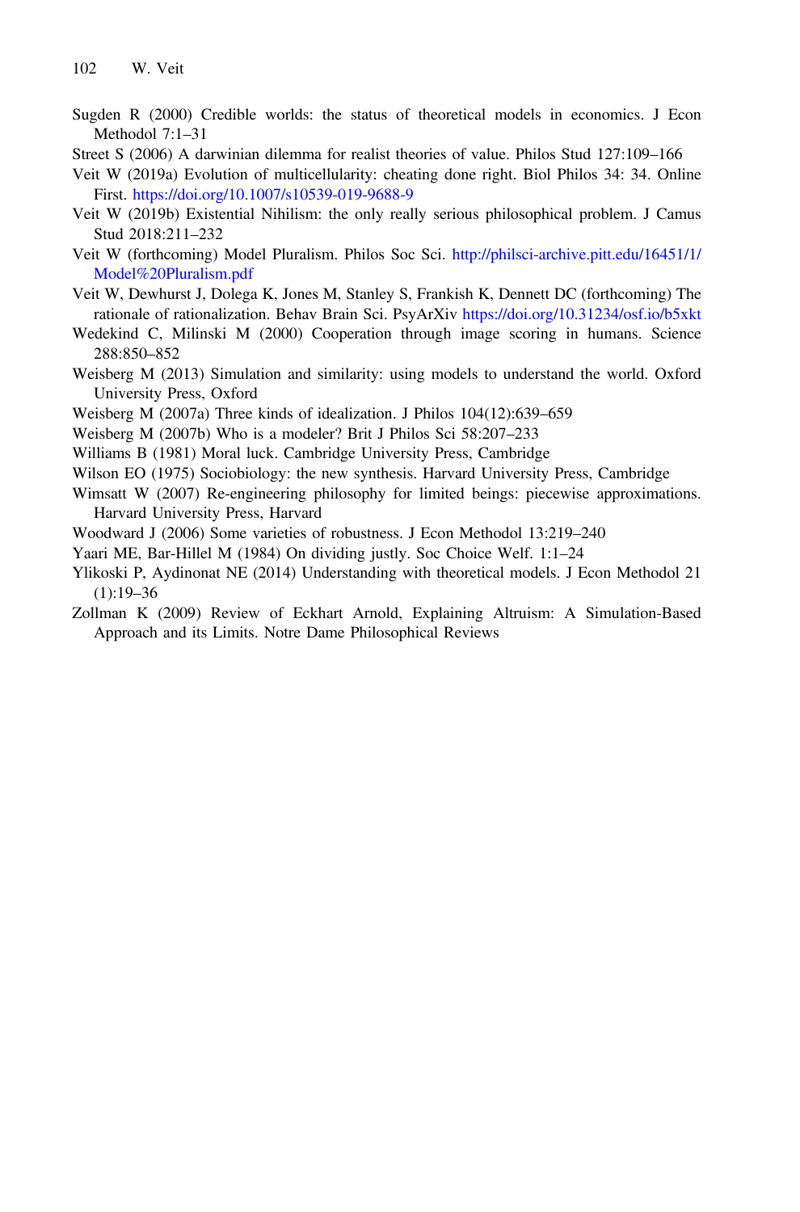Sugden R (2000) Credible worlds: the status of theoretical models in economics. J Econ Methodol 7:1–31

Street S (2006) A darwinian dilemma for realist theories of value. Philos Stud 127:109–166

Veit W (2019a) Evolution of multicellularity: cheating done right. Biol Philos 34: 34. Online First. https://doi.org/10.1007/s10539-019-9688-9

Veit W (2019b) Existential Nihilism: the only really serious philosophical problem. J Camus Stud 2018:211–232

Veit W (forthcoming) Model Pluralism. Philos Soc Sci. http://philsci-archive.pitt.edu/16451/1/Model%20Pluralism.pdf

Veit W, Dewhurst J, Dolega K, Jones M, Stanley S, Frankish K, Dennett DC (forthcoming) The rationale of rationalization. Behav Brain Sci. PsyArXiv https://doi.org/10.31234/osf.io/b5xkt

Wedekind C, Milinski M (2000) Cooperation through image scoring in humans. Science 288:850–852

Weisberg M (2013) Simulation and similarity: using models to understand the world. Oxford University Press, Oxford

Weisberg M (2007a) Three kinds of idealization. J Philos 104(12):639–659

Weisberg M (2007b) Who is a modeler? Brit J Philos Sci 58:207–233

Williams B (1981) Moral luck. Cambridge University Press, Cambridge

Wilson EO (1975) Sociobiology: the new synthesis. Harvard University Press, Cambridge

Wimsatt W (2007) Re-engineering philosophy for limited beings: piecewise approximations. Harvard University Press, Harvard

Woodward J (2006) Some varieties of robustness. J Econ Methodol 13:219–240

Yaari ME, Bar-Hillel M (1984) On dividing justly. Soc Choice Welf. 1:1–24

Ylikoski P, Aydinonat NE (2014) Understanding with theoretical models. J Econ Methodol 21 (1):19–36

Zollman K (2009) Review of Eckhart Arnold, Explaining Altruism: A Simulation-Based Approach and its Limits. Notre Dame Philosophical Reviews